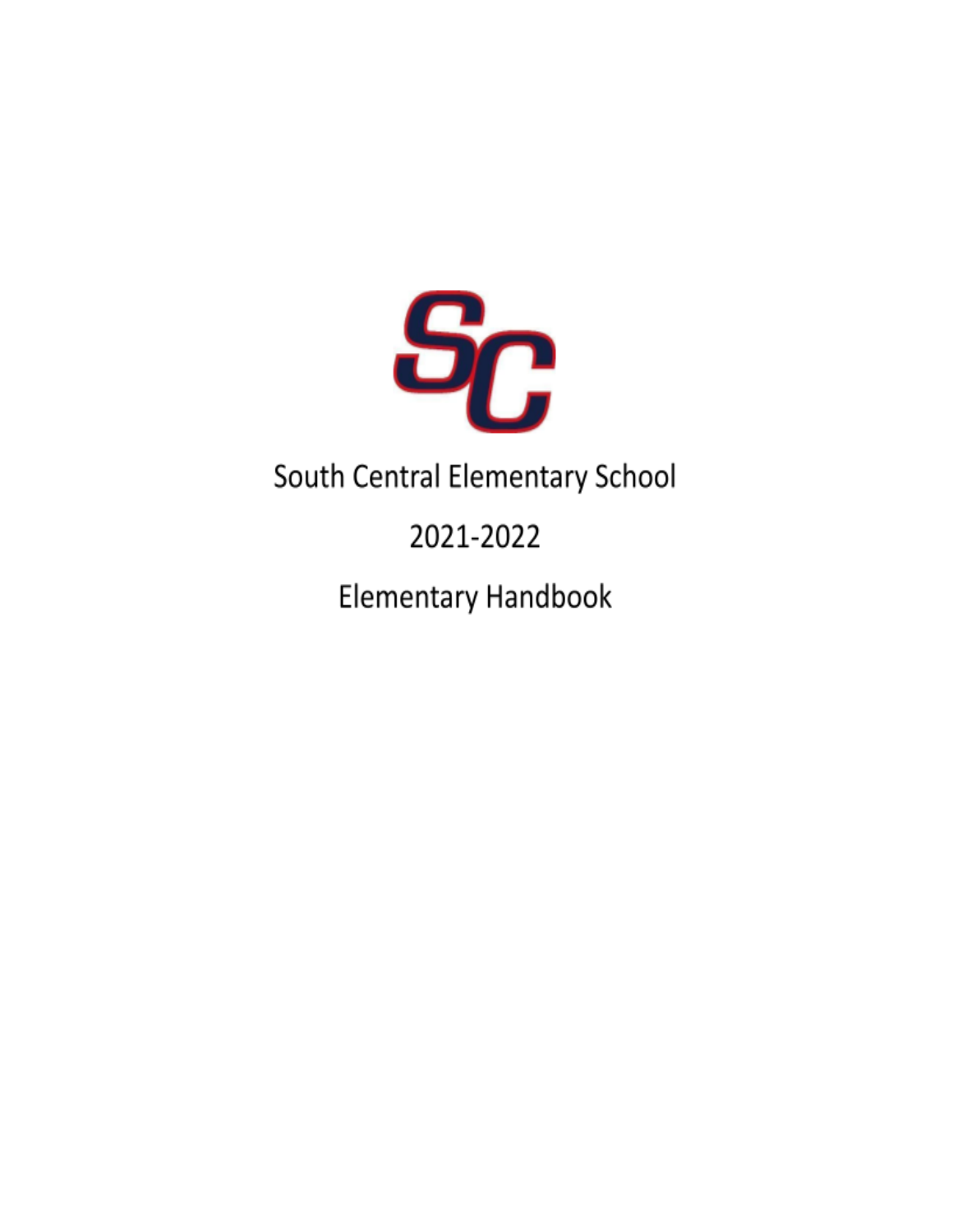# South Central Elementary School

## 2021-2022

## Elementary Handbook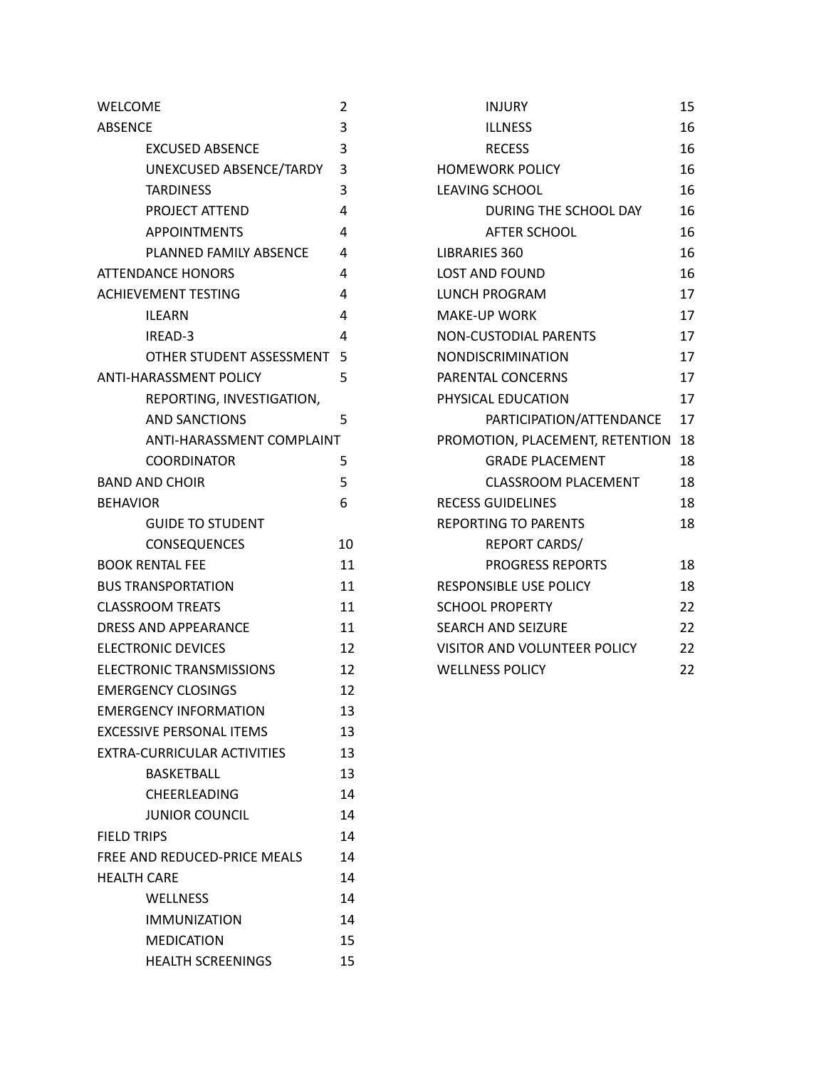| | |
|---|---|
| WELCOME | 2 |
| ABSENCE | 3 |
| &nbsp;&nbsp;&nbsp;&nbsp;EXCUSED ABSENCE | 3 |
| &nbsp;&nbsp;&nbsp;&nbsp;UNEXCUSED ABSENCE/TARDY | 3 |
| &nbsp;&nbsp;&nbsp;&nbsp;TARDINESS | 3 |
| &nbsp;&nbsp;&nbsp;&nbsp;PROJECT ATTEND | 4 |
| &nbsp;&nbsp;&nbsp;&nbsp;APPOINTMENTS | 4 |
| &nbsp;&nbsp;&nbsp;&nbsp;PLANNED FAMILY ABSENCE | 4 |
| ATTENDANCE HONORS | 4 |
| ACHIEVEMENT TESTING | 4 |
| &nbsp;&nbsp;&nbsp;&nbsp;ILEARN | 4 |
| &nbsp;&nbsp;&nbsp;&nbsp;IREAD-3 | 4 |
| &nbsp;&nbsp;&nbsp;&nbsp;OTHER STUDENT ASSESSMENT | 5 |
| ANTI-HARASSMENT POLICY | 5 |
| &nbsp;&nbsp;&nbsp;&nbsp;REPORTING, INVESTIGATION, AND SANCTIONS | 5 |
| &nbsp;&nbsp;&nbsp;&nbsp;ANTI-HARASSMENT COMPLAINT COORDINATOR | 5 |
| BAND AND CHOIR | 5 |
| BEHAVIOR | 6 |
| &nbsp;&nbsp;&nbsp;&nbsp;GUIDE TO STUDENT CONSEQUENCES | 10 |
| BOOK RENTAL FEE | 11 |
| BUS TRANSPORTATION | 11 |
| CLASSROOM TREATS | 11 |
| DRESS AND APPEARANCE | 11 |
| ELECTRONIC DEVICES | 12 |
| ELECTRONIC TRANSMISSIONS | 12 |
| EMERGENCY CLOSINGS | 12 |
| EMERGENCY INFORMATION | 13 |
| EXCESSIVE PERSONAL ITEMS | 13 |
| EXTRA-CURRICULAR ACTIVITIES | 13 |
| &nbsp;&nbsp;&nbsp;&nbsp;BASKETBALL | 13 |
| &nbsp;&nbsp;&nbsp;&nbsp;CHEERLEADING | 14 |
| &nbsp;&nbsp;&nbsp;&nbsp;JUNIOR COUNCIL | 14 |
| FIELD TRIPS | 14 |
| FREE AND REDUCED-PRICE MEALS | 14 |
| HEALTH CARE | 14 |
| &nbsp;&nbsp;&nbsp;&nbsp;WELLNESS | 14 |
| &nbsp;&nbsp;&nbsp;&nbsp;IMMUNIZATION | 14 |
| &nbsp;&nbsp;&nbsp;&nbsp;MEDICATION | 15 |
| &nbsp;&nbsp;&nbsp;&nbsp;HEALTH SCREENINGS | 15 |
| &nbsp;&nbsp;&nbsp;&nbsp;INJURY | 15 |
| &nbsp;&nbsp;&nbsp;&nbsp;ILLNESS | 16 |
| &nbsp;&nbsp;&nbsp;&nbsp;RECESS | 16 |
| HOMEWORK POLICY | 16 |
| LEAVING SCHOOL | 16 |
| &nbsp;&nbsp;&nbsp;&nbsp;DURING THE SCHOOL DAY | 16 |
| &nbsp;&nbsp;&nbsp;&nbsp;AFTER SCHOOL | 16 |
| LIBRARIES 360 | 16 |
| LOST AND FOUND | 16 |
| LUNCH PROGRAM | 17 |
| MAKE-UP WORK | 17 |
| NON-CUSTODIAL PARENTS | 17 |
| NONDISCRIMINATION | 17 |
| PARENTAL CONCERNS | 17 |
| PHYSICAL EDUCATION | 17 |
| &nbsp;&nbsp;&nbsp;&nbsp;PARTICIPATION/ATTENDANCE | 17 |
| PROMOTION, PLACEMENT, RETENTION | 18 |
| &nbsp;&nbsp;&nbsp;&nbsp;GRADE PLACEMENT | 18 |
| &nbsp;&nbsp;&nbsp;&nbsp;CLASSROOM PLACEMENT | 18 |
| RECESS GUIDELINES | 18 |
| REPORTING TO PARENTS | 18 |
| &nbsp;&nbsp;&nbsp;&nbsp;REPORT CARDS/ PROGRESS REPORTS | 18 |
| RESPONSIBLE USE POLICY | 18 |
| SCHOOL PROPERTY | 22 |
| SEARCH AND SEIZURE | 22 |
| VISITOR AND VOLUNTEER POLICY | 22 |
| WELLNESS POLICY | 22 |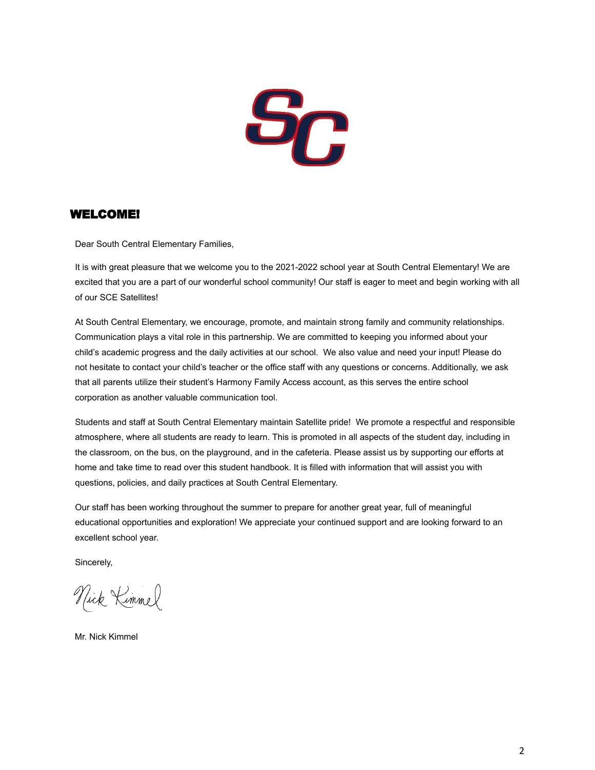## WELCOME!

Dear South Central Elementary Families,

It is with great pleasure that we welcome you to the 2021-2022 school year at South Central Elementary! We are excited that you are a part of our wonderful school community! Our staff is eager to meet and begin working with all of our SCE Satellites!

At South Central Elementary, we encourage, promote, and maintain strong family and community relationships. Communication plays a vital role in this partnership. We are committed to keeping you informed about your child's academic progress and the daily activities at our school. We also value and need your input! Please do not hesitate to contact your child's teacher or the office staff with any questions or concerns. Additionally, we ask that all parents utilize their student's Harmony Family Access account, as this serves the entire school corporation as another valuable communication tool.

Students and staff at South Central Elementary maintain Satellite pride! We promote a respectful and responsible atmosphere, where all students are ready to learn. This is promoted in all aspects of the student day, including in the classroom, on the bus, on the playground, and in the cafeteria. Please assist us by supporting our efforts at home and take time to read over this student handbook. It is filled with information that will assist you with questions, policies, and daily practices at South Central Elementary.

Our staff has been working throughout the summer to prepare for another great year, full of meaningful educational opportunities and exploration! We appreciate your continued support and are looking forward to an excellent school year.

Sincerely,

Nick Kimmel

Mr. Nick Kimmel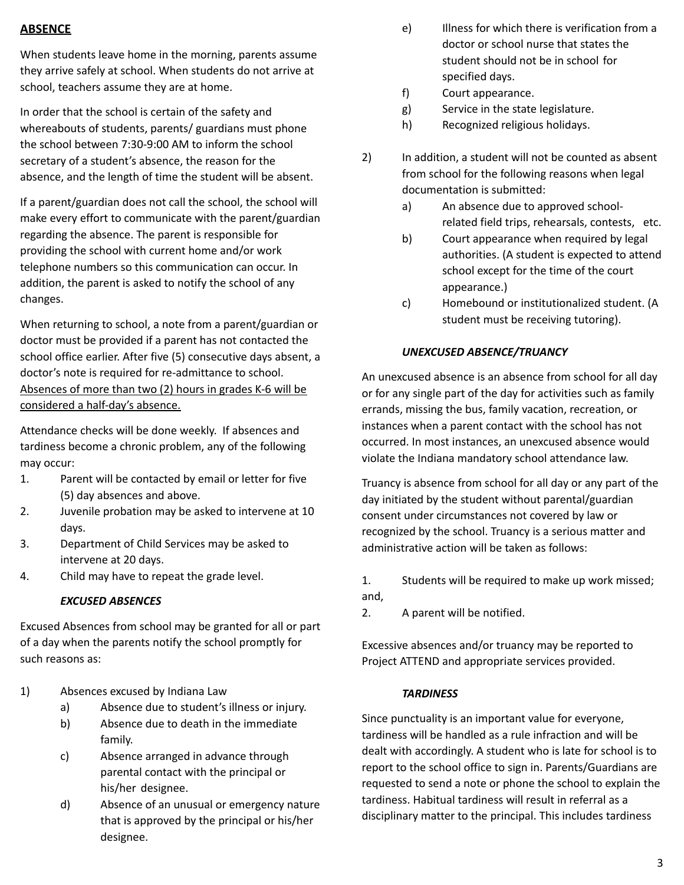## ABSENCE

When students leave home in the morning, parents assume they arrive safely at school. When students do not arrive at school, teachers assume they are at home.

In order that the school is certain of the safety and whereabouts of students, parents/ guardians must phone the school between 7:30-9:00 AM to inform the school secretary of a student's absence, the reason for the absence, and the length of time the student will be absent.

If a parent/guardian does not call the school, the school will make every effort to communicate with the parent/guardian regarding the absence. The parent is responsible for providing the school with current home and/or work telephone numbers so this communication can occur. In addition, the parent is asked to notify the school of any changes.

When returning to school, a note from a parent/guardian or doctor must be provided if a parent has not contacted the school office earlier. After five (5) consecutive days absent, a doctor's note is required for re-admittance to school. <u>Absences of more than two (2) hours in grades K-6 will be considered a half-day's absence.</u>

Attendance checks will be done weekly. If absences and tardiness become a chronic problem, any of the following may occur:

1. Parent will be contacted by email or letter for five (5) day absences and above.
2. Juvenile probation may be asked to intervene at 10 days.
3. Department of Child Services may be asked to intervene at 20 days.
4. Child may have to repeat the grade level.

### *EXCUSED ABSENCES*

Excused Absences from school may be granted for all or part of a day when the parents notify the school promptly for such reasons as:

1) Absences excused by Indiana Law
    - a) Absence due to student's illness or injury.
    - b) Absence due to death in the immediate family.
    - c) Absence arranged in advance through parental contact with the principal or his/her designee.
    - d) Absence of an unusual or emergency nature that is approved by the principal or his/her designee.
    - e) Illness for which there is verification from a doctor or school nurse that states the student should not be in school for specified days.
    - f) Court appearance.
    - g) Service in the state legislature.
    - h) Recognized religious holidays.

2) In addition, a student will not be counted as absent from school for the following reasons when legal documentation is submitted:
    - a) An absence due to approved school-related field trips, rehearsals, contests, etc.
    - b) Court appearance when required by legal authorities. (A student is expected to attend school except for the time of the court appearance.)
    - c) Homebound or institutionalized student. (A student must be receiving tutoring).

### *UNEXCUSED ABSENCE/TRUANCY*

An unexcused absence is an absence from school for all day or for any single part of the day for activities such as family errands, missing the bus, family vacation, recreation, or instances when a parent contact with the school has not occurred. In most instances, an unexcused absence would violate the Indiana mandatory school attendance law.

Truancy is absence from school for all day or any part of the day initiated by the student without parental/guardian consent under circumstances not covered by law or recognized by the school. Truancy is a serious matter and administrative action will be taken as follows:

1. Students will be required to make up work missed; and,
2. A parent will be notified.

Excessive absences and/or truancy may be reported to Project ATTEND and appropriate services provided.

### *TARDINESS*

Since punctuality is an important value for everyone, tardiness will be handled as a rule infraction and will be dealt with accordingly. A student who is late for school is to report to the school office to sign in. Parents/Guardians are requested to send a note or phone the school to explain the tardiness. Habitual tardiness will result in referral as a disciplinary matter to the principal. This includes tardiness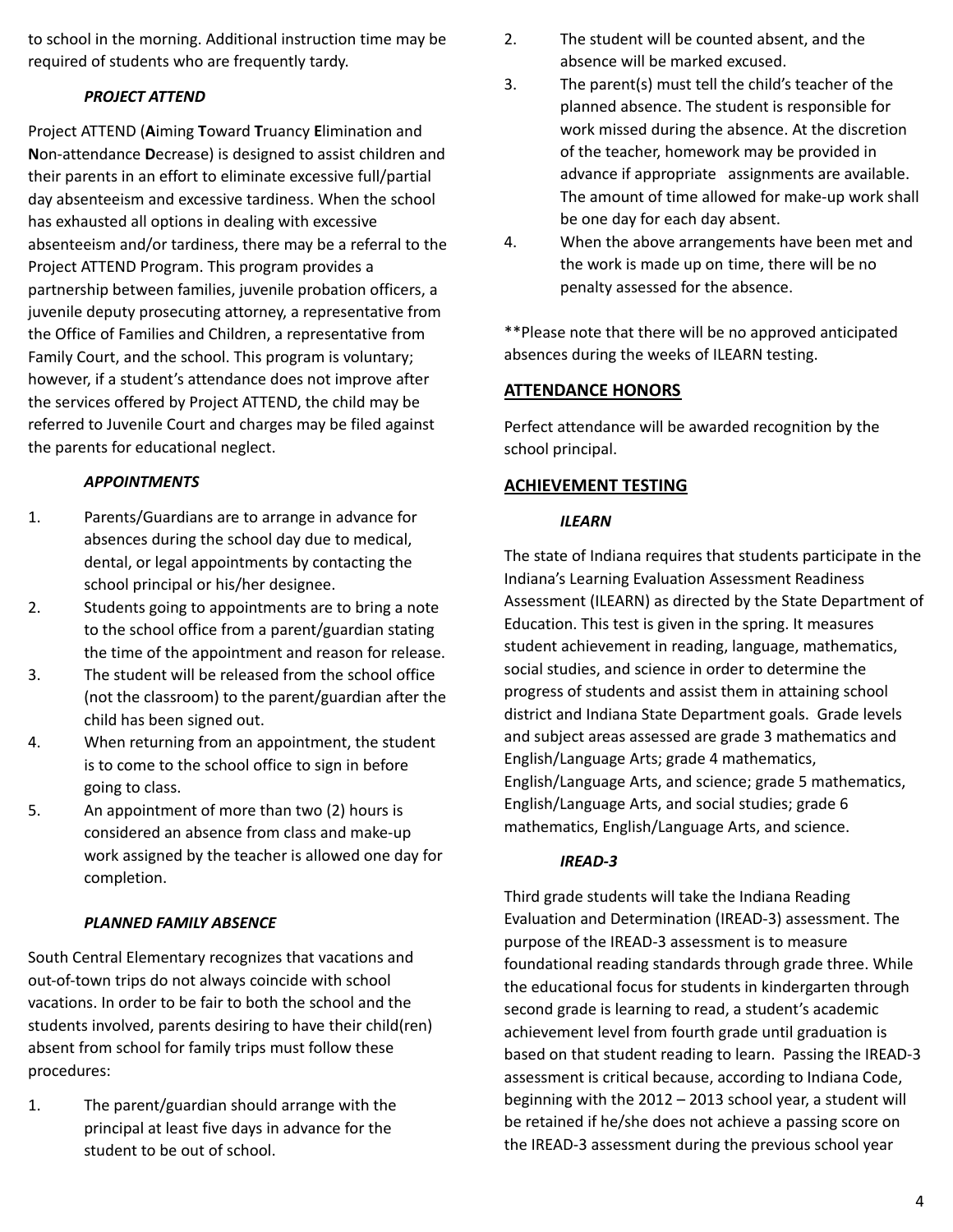to school in the morning. Additional instruction time may be required of students who are frequently tardy.

### *PROJECT ATTEND*

Project ATTEND (**A**iming **T**oward **T**ruancy **E**limination and **N**on-attendance **D**ecrease) is designed to assist children and their parents in an effort to eliminate excessive full/partial day absenteeism and excessive tardiness. When the school has exhausted all options in dealing with excessive absenteeism and/or tardiness, there may be a referral to the Project ATTEND Program. This program provides a partnership between families, juvenile probation officers, a juvenile deputy prosecuting attorney, a representative from the Office of Families and Children, a representative from Family Court, and the school. This program is voluntary; however, if a student's attendance does not improve after the services offered by Project ATTEND, the child may be referred to Juvenile Court and charges may be filed against the parents for educational neglect.

### *APPOINTMENTS*

1. Parents/Guardians are to arrange in advance for absences during the school day due to medical, dental, or legal appointments by contacting the school principal or his/her designee.
2. Students going to appointments are to bring a note to the school office from a parent/guardian stating the time of the appointment and reason for release.
3. The student will be released from the school office (not the classroom) to the parent/guardian after the child has been signed out.
4. When returning from an appointment, the student is to come to the school office to sign in before going to class.
5. An appointment of more than two (2) hours is considered an absence from class and make-up work assigned by the teacher is allowed one day for completion.

### *PLANNED FAMILY ABSENCE*

South Central Elementary recognizes that vacations and out-of-town trips do not always coincide with school vacations. In order to be fair to both the school and the students involved, parents desiring to have their child(ren) absent from school for family trips must follow these procedures:

1. The parent/guardian should arrange with the principal at least five days in advance for the student to be out of school.
2. The student will be counted absent, and the absence will be marked excused.
3. The parent(s) must tell the child's teacher of the planned absence. The student is responsible for work missed during the absence. At the discretion of the teacher, homework may be provided in advance if appropriate assignments are available. The amount of time allowed for make-up work shall be one day for each day absent.
4. When the above arrangements have been met and the work is made up on time, there will be no penalty assessed for the absence.

**Please note that there will be no approved anticipated absences during the weeks of ILEARN testing.

## ATTENDANCE HONORS

Perfect attendance will be awarded recognition by the school principal.

## ACHIEVEMENT TESTING

### *ILEARN*

The state of Indiana requires that students participate in the Indiana's Learning Evaluation Assessment Readiness Assessment (ILEARN) as directed by the State Department of Education. This test is given in the spring. It measures student achievement in reading, language, mathematics, social studies, and science in order to determine the progress of students and assist them in attaining school district and Indiana State Department goals. Grade levels and subject areas assessed are grade 3 mathematics and English/Language Arts; grade 4 mathematics, English/Language Arts, and science; grade 5 mathematics, English/Language Arts, and social studies; grade 6 mathematics, English/Language Arts, and science.

### *IREAD-3*

Third grade students will take the Indiana Reading Evaluation and Determination (IREAD-3) assessment. The purpose of the IREAD-3 assessment is to measure foundational reading standards through grade three. While the educational focus for students in kindergarten through second grade is learning to read, a student's academic achievement level from fourth grade until graduation is based on that student reading to learn. Passing the IREAD-3 assessment is critical because, according to Indiana Code, beginning with the 2012 – 2013 school year, a student will be retained if he/she does not achieve a passing score on the IREAD-3 assessment during the previous school year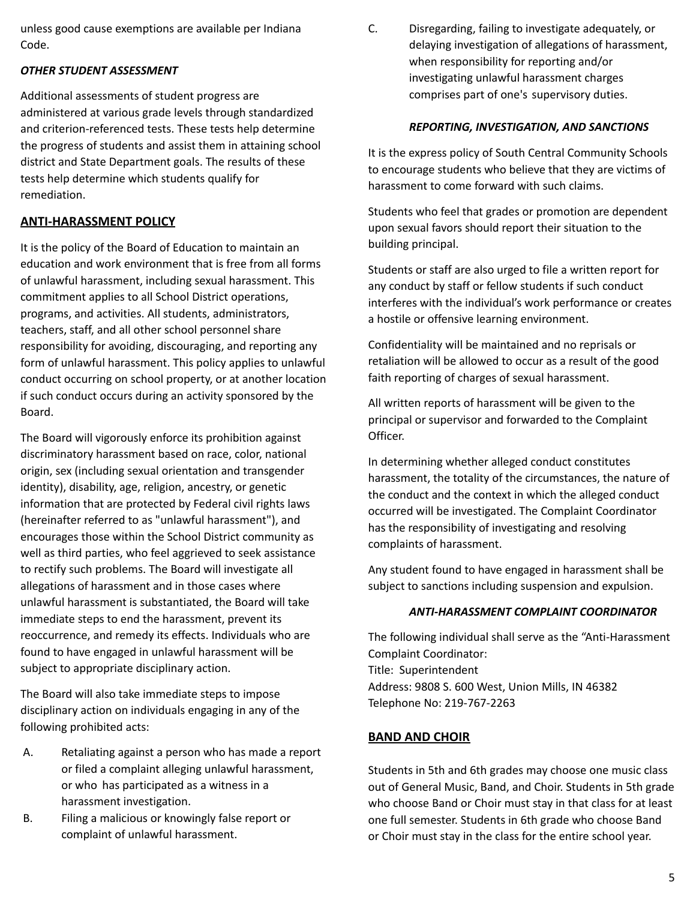unless good cause exemptions are available per Indiana Code.

### *OTHER STUDENT ASSESSMENT*

Additional assessments of student progress are administered at various grade levels through standardized and criterion-referenced tests. These tests help determine the progress of students and assist them in attaining school district and State Department goals. The results of these tests help determine which students qualify for remediation.

## ANTI-HARASSMENT POLICY

It is the policy of the Board of Education to maintain an education and work environment that is free from all forms of unlawful harassment, including sexual harassment. This commitment applies to all School District operations, programs, and activities. All students, administrators, teachers, staff, and all other school personnel share responsibility for avoiding, discouraging, and reporting any form of unlawful harassment. This policy applies to unlawful conduct occurring on school property, or at another location if such conduct occurs during an activity sponsored by the Board.

The Board will vigorously enforce its prohibition against discriminatory harassment based on race, color, national origin, sex (including sexual orientation and transgender identity), disability, age, religion, ancestry, or genetic information that are protected by Federal civil rights laws (hereinafter referred to as "unlawful harassment"), and encourages those within the School District community as well as third parties, who feel aggrieved to seek assistance to rectify such problems. The Board will investigate all allegations of harassment and in those cases where unlawful harassment is substantiated, the Board will take immediate steps to end the harassment, prevent its reoccurrence, and remedy its effects. Individuals who are found to have engaged in unlawful harassment will be subject to appropriate disciplinary action.

The Board will also take immediate steps to impose disciplinary action on individuals engaging in any of the following prohibited acts:

A. Retaliating against a person who has made a report or filed a complaint alleging unlawful harassment, or who has participated as a witness in a harassment investigation.

B. Filing a malicious or knowingly false report or complaint of unlawful harassment.

C. Disregarding, failing to investigate adequately, or delaying investigation of allegations of harassment, when responsibility for reporting and/or investigating unlawful harassment charges comprises part of one's supervisory duties.

### *REPORTING, INVESTIGATION, AND SANCTIONS*

It is the express policy of South Central Community Schools to encourage students who believe that they are victims of harassment to come forward with such claims.

Students who feel that grades or promotion are dependent upon sexual favors should report their situation to the building principal.

Students or staff are also urged to file a written report for any conduct by staff or fellow students if such conduct interferes with the individual's work performance or creates a hostile or offensive learning environment.

Confidentiality will be maintained and no reprisals or retaliation will be allowed to occur as a result of the good faith reporting of charges of sexual harassment.

All written reports of harassment will be given to the principal or supervisor and forwarded to the Complaint Officer.

In determining whether alleged conduct constitutes harassment, the totality of the circumstances, the nature of the conduct and the context in which the alleged conduct occurred will be investigated. The Complaint Coordinator has the responsibility of investigating and resolving complaints of harassment.

Any student found to have engaged in harassment shall be subject to sanctions including suspension and expulsion.

### *ANTI-HARASSMENT COMPLAINT COORDINATOR*

The following individual shall serve as the "Anti-Harassment Complaint Coordinator:
Title: Superintendent
Address: 9808 S. 600 West, Union Mills, IN 46382
Telephone No: 219-767-2263

## BAND AND CHOIR

Students in 5th and 6th grades may choose one music class out of General Music, Band, and Choir. Students in 5th grade who choose Band or Choir must stay in that class for at least one full semester. Students in 6th grade who choose Band or Choir must stay in the class for the entire school year.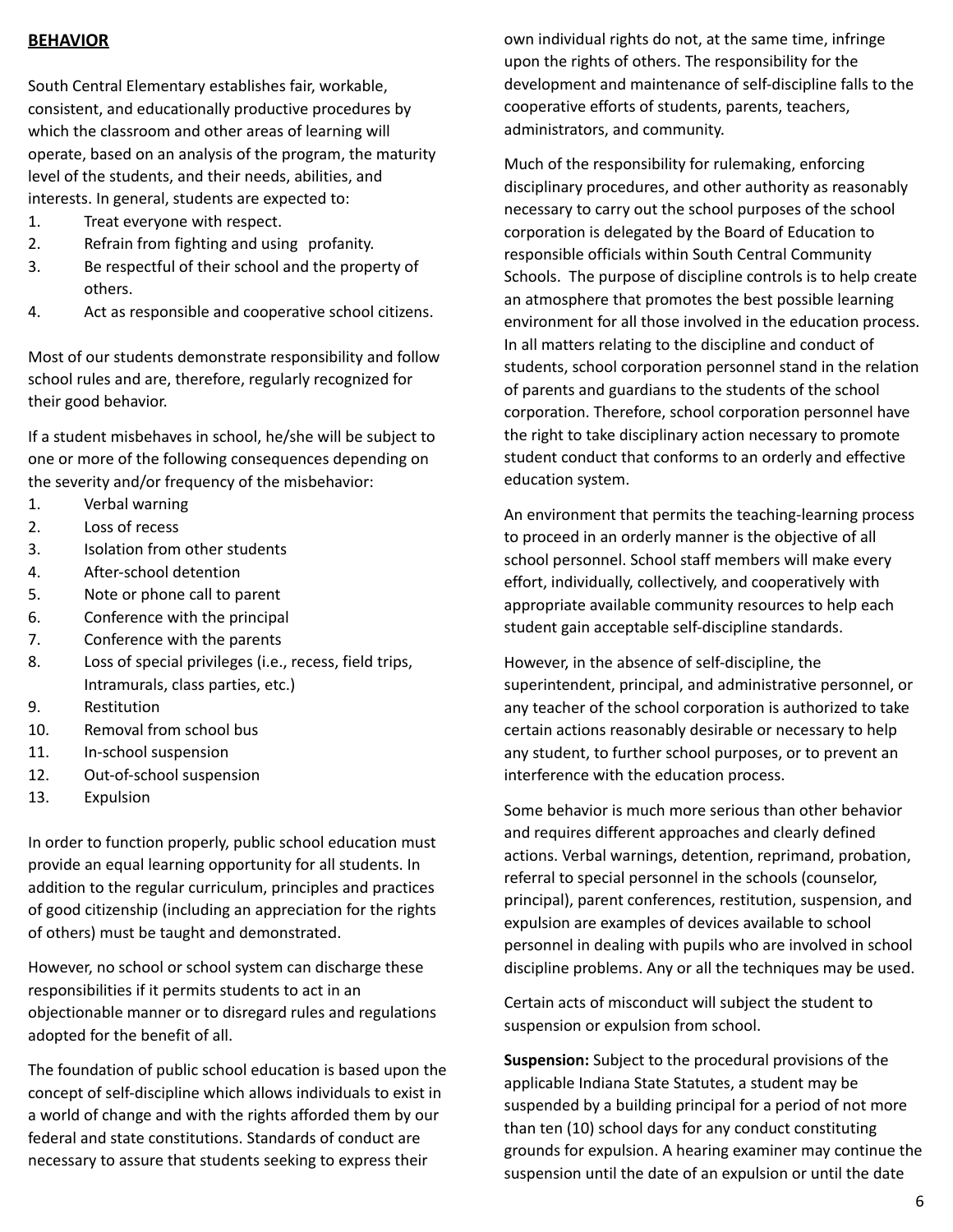## BEHAVIOR

South Central Elementary establishes fair, workable, consistent, and educationally productive procedures by which the classroom and other areas of learning will operate, based on an analysis of the program, the maturity level of the students, and their needs, abilities, and interests. In general, students are expected to:

1. Treat everyone with respect.
2. Refrain from fighting and using profanity.
3. Be respectful of their school and the property of others.
4. Act as responsible and cooperative school citizens.

Most of our students demonstrate responsibility and follow school rules and are, therefore, regularly recognized for their good behavior.

If a student misbehaves in school, he/she will be subject to one or more of the following consequences depending on the severity and/or frequency of the misbehavior:

1. Verbal warning
2. Loss of recess
3. Isolation from other students
4. After-school detention
5. Note or phone call to parent
6. Conference with the principal
7. Conference with the parents
8. Loss of special privileges (i.e., recess, field trips, Intramurals, class parties, etc.)
9. Restitution
10. Removal from school bus
11. In-school suspension
12. Out-of-school suspension
13. Expulsion

In order to function properly, public school education must provide an equal learning opportunity for all students. In addition to the regular curriculum, principles and practices of good citizenship (including an appreciation for the rights of others) must be taught and demonstrated.

However, no school or school system can discharge these responsibilities if it permits students to act in an objectionable manner or to disregard rules and regulations adopted for the benefit of all.

The foundation of public school education is based upon the concept of self-discipline which allows individuals to exist in a world of change and with the rights afforded them by our federal and state constitutions. Standards of conduct are necessary to assure that students seeking to express their own individual rights do not, at the same time, infringe upon the rights of others. The responsibility for the development and maintenance of self-discipline falls to the cooperative efforts of students, parents, teachers, administrators, and community.

Much of the responsibility for rulemaking, enforcing disciplinary procedures, and other authority as reasonably necessary to carry out the school purposes of the school corporation is delegated by the Board of Education to responsible officials within South Central Community Schools. The purpose of discipline controls is to help create an atmosphere that promotes the best possible learning environment for all those involved in the education process. In all matters relating to the discipline and conduct of students, school corporation personnel stand in the relation of parents and guardians to the students of the school corporation. Therefore, school corporation personnel have the right to take disciplinary action necessary to promote student conduct that conforms to an orderly and effective education system.

An environment that permits the teaching-learning process to proceed in an orderly manner is the objective of all school personnel. School staff members will make every effort, individually, collectively, and cooperatively with appropriate available community resources to help each student gain acceptable self-discipline standards.

However, in the absence of self-discipline, the superintendent, principal, and administrative personnel, or any teacher of the school corporation is authorized to take certain actions reasonably desirable or necessary to help any student, to further school purposes, or to prevent an interference with the education process.

Some behavior is much more serious than other behavior and requires different approaches and clearly defined actions. Verbal warnings, detention, reprimand, probation, referral to special personnel in the schools (counselor, principal), parent conferences, restitution, suspension, and expulsion are examples of devices available to school personnel in dealing with pupils who are involved in school discipline problems. Any or all the techniques may be used.

Certain acts of misconduct will subject the student to suspension or expulsion from school.

**Suspension:** Subject to the procedural provisions of the applicable Indiana State Statutes, a student may be suspended by a building principal for a period of not more than ten (10) school days for any conduct constituting grounds for expulsion. A hearing examiner may continue the suspension until the date of an expulsion or until the date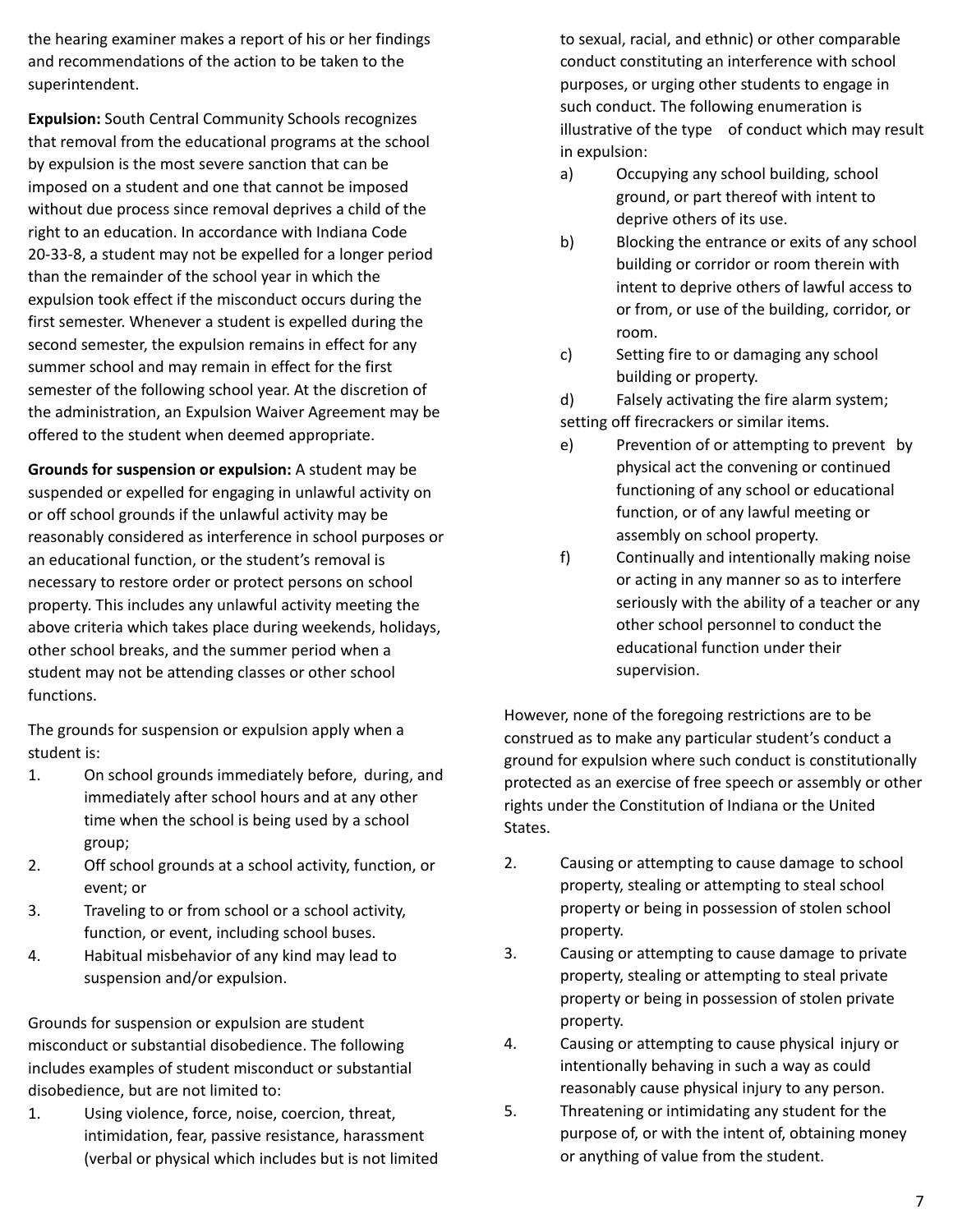the hearing examiner makes a report of his or her findings and recommendations of the action to be taken to the superintendent.

**Expulsion:** South Central Community Schools recognizes that removal from the educational programs at the school by expulsion is the most severe sanction that can be imposed on a student and one that cannot be imposed without due process since removal deprives a child of the right to an education. In accordance with Indiana Code 20-33-8, a student may not be expelled for a longer period than the remainder of the school year in which the expulsion took effect if the misconduct occurs during the first semester. Whenever a student is expelled during the second semester, the expulsion remains in effect for any summer school and may remain in effect for the first semester of the following school year. At the discretion of the administration, an Expulsion Waiver Agreement may be offered to the student when deemed appropriate.

**Grounds for suspension or expulsion:** A student may be suspended or expelled for engaging in unlawful activity on or off school grounds if the unlawful activity may be reasonably considered as interference in school purposes or an educational function, or the student's removal is necessary to restore order or protect persons on school property. This includes any unlawful activity meeting the above criteria which takes place during weekends, holidays, other school breaks, and the summer period when a student may not be attending classes or other school functions.

The grounds for suspension or expulsion apply when a student is:

1. On school grounds immediately before, during, and immediately after school hours and at any other time when the school is being used by a school group;
2. Off school grounds at a school activity, function, or event; or
3. Traveling to or from school or a school activity, function, or event, including school buses.
4. Habitual misbehavior of any kind may lead to suspension and/or expulsion.

Grounds for suspension or expulsion are student misconduct or substantial disobedience. The following includes examples of student misconduct or substantial disobedience, but are not limited to:

1. Using violence, force, noise, coercion, threat, intimidation, fear, passive resistance, harassment (verbal or physical which includes but is not limited to sexual, racial, and ethnic) or other comparable conduct constituting an interference with school purposes, or urging other students to engage in such conduct. The following enumeration is illustrative of the type of conduct which may result in expulsion:
   a) Occupying any school building, school ground, or part thereof with intent to deprive others of its use.
   b) Blocking the entrance or exits of any school building or corridor or room therein with intent to deprive others of lawful access to or from, or use of the building, corridor, or room.
   c) Setting fire to or damaging any school building or property.
   d) Falsely activating the fire alarm system; setting off firecrackers or similar items.
   e) Prevention of or attempting to prevent by physical act the convening or continued functioning of any school or educational function, or of any lawful meeting or assembly on school property.
   f) Continually and intentionally making noise or acting in any manner so as to interfere seriously with the ability of a teacher or any other school personnel to conduct the educational function under their supervision.

However, none of the foregoing restrictions are to be construed as to make any particular student's conduct a ground for expulsion where such conduct is constitutionally protected as an exercise of free speech or assembly or other rights under the Constitution of Indiana or the United States.

2. Causing or attempting to cause damage to school property, stealing or attempting to steal school property or being in possession of stolen school property.
3. Causing or attempting to cause damage to private property, stealing or attempting to steal private property or being in possession of stolen private property.
4. Causing or attempting to cause physical injury or intentionally behaving in such a way as could reasonably cause physical injury to any person.
5. Threatening or intimidating any student for the purpose of, or with the intent of, obtaining money or anything of value from the student.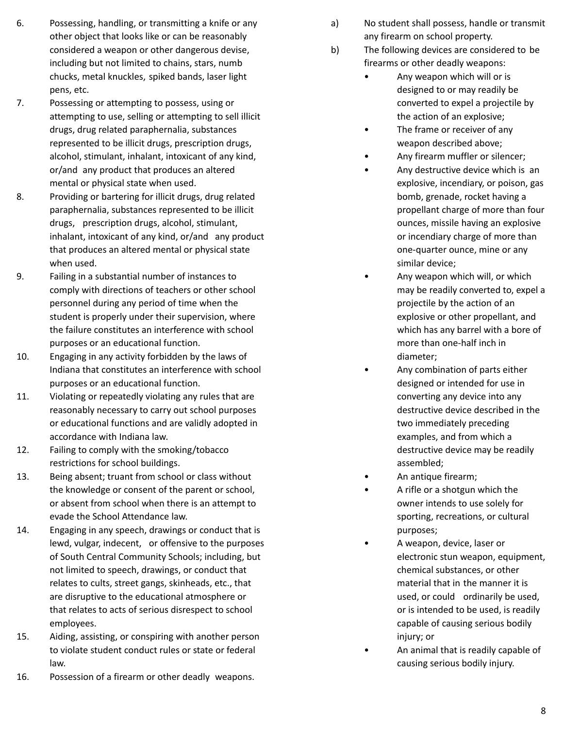6. Possessing, handling, or transmitting a knife or any other object that looks like or can be reasonably considered a weapon or other dangerous devise, including but not limited to chains, stars, numb chucks, metal knuckles, spiked bands, laser light pens, etc.
7. Possessing or attempting to possess, using or attempting to use, selling or attempting to sell illicit drugs, drug related paraphernalia, substances represented to be illicit drugs, prescription drugs, alcohol, stimulant, inhalant, intoxicant of any kind, or/and any product that produces an altered mental or physical state when used.
8. Providing or bartering for illicit drugs, drug related paraphernalia, substances represented to be illicit drugs, prescription drugs, alcohol, stimulant, inhalant, intoxicant of any kind, or/and any product that produces an altered mental or physical state when used.
9. Failing in a substantial number of instances to comply with directions of teachers or other school personnel during any period of time when the student is properly under their supervision, where the failure constitutes an interference with school purposes or an educational function.
10. Engaging in any activity forbidden by the laws of Indiana that constitutes an interference with school purposes or an educational function.
11. Violating or repeatedly violating any rules that are reasonably necessary to carry out school purposes or educational functions and are validly adopted in accordance with Indiana law.
12. Failing to comply with the smoking/tobacco restrictions for school buildings.
13. Being absent; truant from school or class without the knowledge or consent of the parent or school, or absent from school when there is an attempt to evade the School Attendance law.
14. Engaging in any speech, drawings or conduct that is lewd, vulgar, indecent, or offensive to the purposes of South Central Community Schools; including, but not limited to speech, drawings, or conduct that relates to cults, street gangs, skinheads, etc., that are disruptive to the educational atmosphere or that relates to acts of serious disrespect to school employees.
15. Aiding, assisting, or conspiring with another person to violate student conduct rules or state or federal law.
16. Possession of a firearm or other deadly weapons.

a) No student shall possess, handle or transmit any firearm on school property.

b) The following devices are considered to be firearms or other deadly weapons:

- Any weapon which will or is designed to or may readily be converted to expel a projectile by the action of an explosive;
- The frame or receiver of any weapon described above;
- Any firearm muffler or silencer;
- Any destructive device which is an explosive, incendiary, or poison, gas bomb, grenade, rocket having a propellant charge of more than four ounces, missile having an explosive or incendiary charge of more than one-quarter ounce, mine or any similar device;
- Any weapon which will, or which may be readily converted to, expel a projectile by the action of an explosive or other propellant, and which has any barrel with a bore of more than one-half inch in diameter;
- Any combination of parts either designed or intended for use in converting any device into any destructive device described in the two immediately preceding examples, and from which a destructive device may be readily assembled;
- An antique firearm;
- A rifle or a shotgun which the owner intends to use solely for sporting, recreations, or cultural purposes;
- A weapon, device, laser or electronic stun weapon, equipment, chemical substances, or other material that in the manner it is used, or could ordinarily be used, or is intended to be used, is readily capable of causing serious bodily injury; or
- An animal that is readily capable of causing serious bodily injury.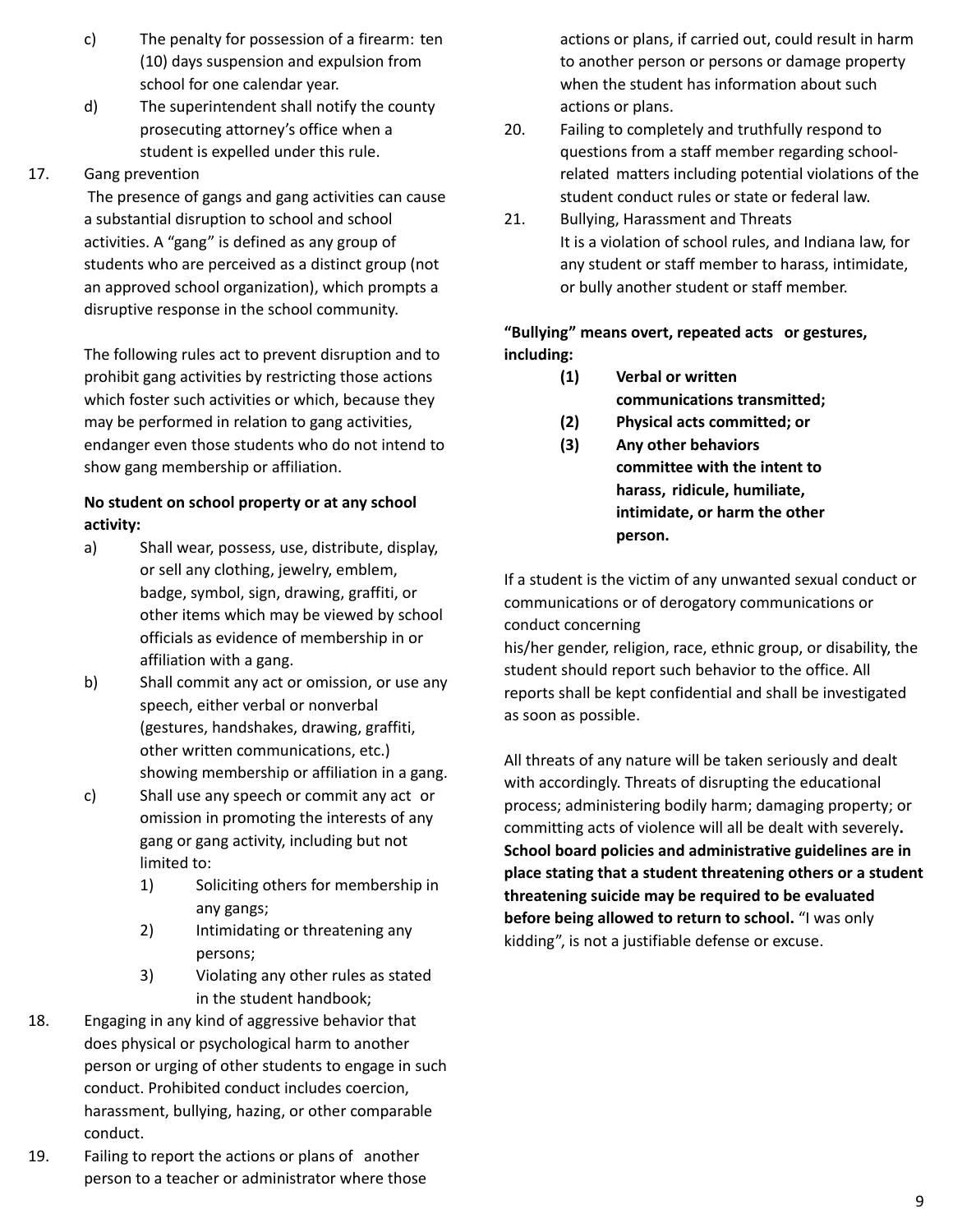c) The penalty for possession of a firearm: ten (10) days suspension and expulsion from school for one calendar year.

d) The superintendent shall notify the county prosecuting attorney's office when a student is expelled under this rule.

17. Gang prevention

The presence of gangs and gang activities can cause a substantial disruption to school and school activities. A "gang" is defined as any group of students who are perceived as a distinct group (not an approved school organization), which prompts a disruptive response in the school community.

The following rules act to prevent disruption and to prohibit gang activities by restricting those actions which foster such activities or which, because they may be performed in relation to gang activities, endanger even those students who do not intend to show gang membership or affiliation.

**No student on school property or at any school activity:**

a) Shall wear, possess, use, distribute, display, or sell any clothing, jewelry, emblem, badge, symbol, sign, drawing, graffiti, or other items which may be viewed by school officials as evidence of membership in or affiliation with a gang.

b) Shall commit any act or omission, or use any speech, either verbal or nonverbal (gestures, handshakes, drawing, graffiti, other written communications, etc.) showing membership or affiliation in a gang.

c) Shall use any speech or commit any act or omission in promoting the interests of any gang or gang activity, including but not limited to:

   1) Soliciting others for membership in any gangs;
   2) Intimidating or threatening any persons;
   3) Violating any other rules as stated in the student handbook;

18. Engaging in any kind of aggressive behavior that does physical or psychological harm to another person or urging of other students to engage in such conduct. Prohibited conduct includes coercion, harassment, bullying, hazing, or other comparable conduct.

19. Failing to report the actions or plans of another person to a teacher or administrator where those actions or plans, if carried out, could result in harm to another person or persons or damage property when the student has information about such actions or plans.

20. Failing to completely and truthfully respond to questions from a staff member regarding school-related matters including potential violations of the student conduct rules or state or federal law.

21. Bullying, Harassment and Threats

It is a violation of school rules, and Indiana law, for any student or staff member to harass, intimidate, or bully another student or staff member.

**"Bullying" means overt, repeated acts or gestures, including:**

**(1) Verbal or written communications transmitted;**
**(2) Physical acts committed; or**
**(3) Any other behaviors committee with the intent to harass, ridicule, humiliate, intimidate, or harm the other person.**

If a student is the victim of any unwanted sexual conduct or communications or of derogatory communications or conduct concerning his/her gender, religion, race, ethnic group, or disability, the student should report such behavior to the office. All reports shall be kept confidential and shall be investigated as soon as possible.

All threats of any nature will be taken seriously and dealt with accordingly. Threats of disrupting the educational process; administering bodily harm; damaging property; or committing acts of violence will all be dealt with severely**.** **School board policies and administrative guidelines are in place stating that a student threatening others or a student threatening suicide may be required to be evaluated before being allowed to return to school.** "I was only kidding", is not a justifiable defense or excuse.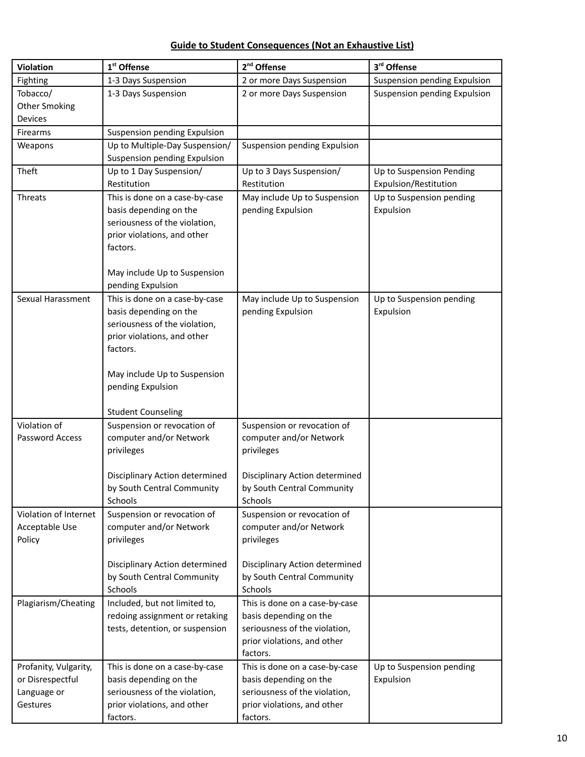**Guide to Student Consequences (Not an Exhaustive List)**

| Violation | 1st Offense | 2nd Offense | 3rd Offense |
|---|---|---|---|
| Fighting | 1-3 Days Suspension | 2 or more Days Suspension | Suspension pending Expulsion |
| Tobacco/ Other Smoking Devices | 1-3 Days Suspension | 2 or more Days Suspension | Suspension pending Expulsion |
| Firearms | Suspension pending Expulsion | | |
| Weapons | Up to Multiple-Day Suspension/ Suspension pending Expulsion | Suspension pending Expulsion | |
| Theft | Up to 1 Day Suspension/ Restitution | Up to 3 Days Suspension/ Restitution | Up to Suspension Pending Expulsion/Restitution |
| Threats | This is done on a case-by-case basis depending on the seriousness of the violation, prior violations, and other factors.<br><br>May include Up to Suspension pending Expulsion | May include Up to Suspension pending Expulsion | Up to Suspension pending Expulsion |
| Sexual Harassment | This is done on a case-by-case basis depending on the seriousness of the violation, prior violations, and other factors.<br><br>May include Up to Suspension pending Expulsion<br><br>Student Counseling | May include Up to Suspension pending Expulsion | Up to Suspension pending Expulsion |
| Violation of Password Access | Suspension or revocation of computer and/or Network privileges<br><br>Disciplinary Action determined by South Central Community Schools | Suspension or revocation of computer and/or Network privileges<br><br>Disciplinary Action determined by South Central Community Schools | |
| Violation of Internet Acceptable Use Policy | Suspension or revocation of computer and/or Network privileges<br><br>Disciplinary Action determined by South Central Community Schools | Suspension or revocation of computer and/or Network privileges<br><br>Disciplinary Action determined by South Central Community Schools | |
| Plagiarism/Cheating | Included, but not limited to, redoing assignment or retaking tests, detention, or suspension | This is done on a case-by-case basis depending on the seriousness of the violation, prior violations, and other factors. | |
| Profanity, Vulgarity, or Disrespectful Language or Gestures | This is done on a case-by-case basis depending on the seriousness of the violation, prior violations, and other factors. | This is done on a case-by-case basis depending on the seriousness of the violation, prior violations, and other factors. | Up to Suspension pending Expulsion |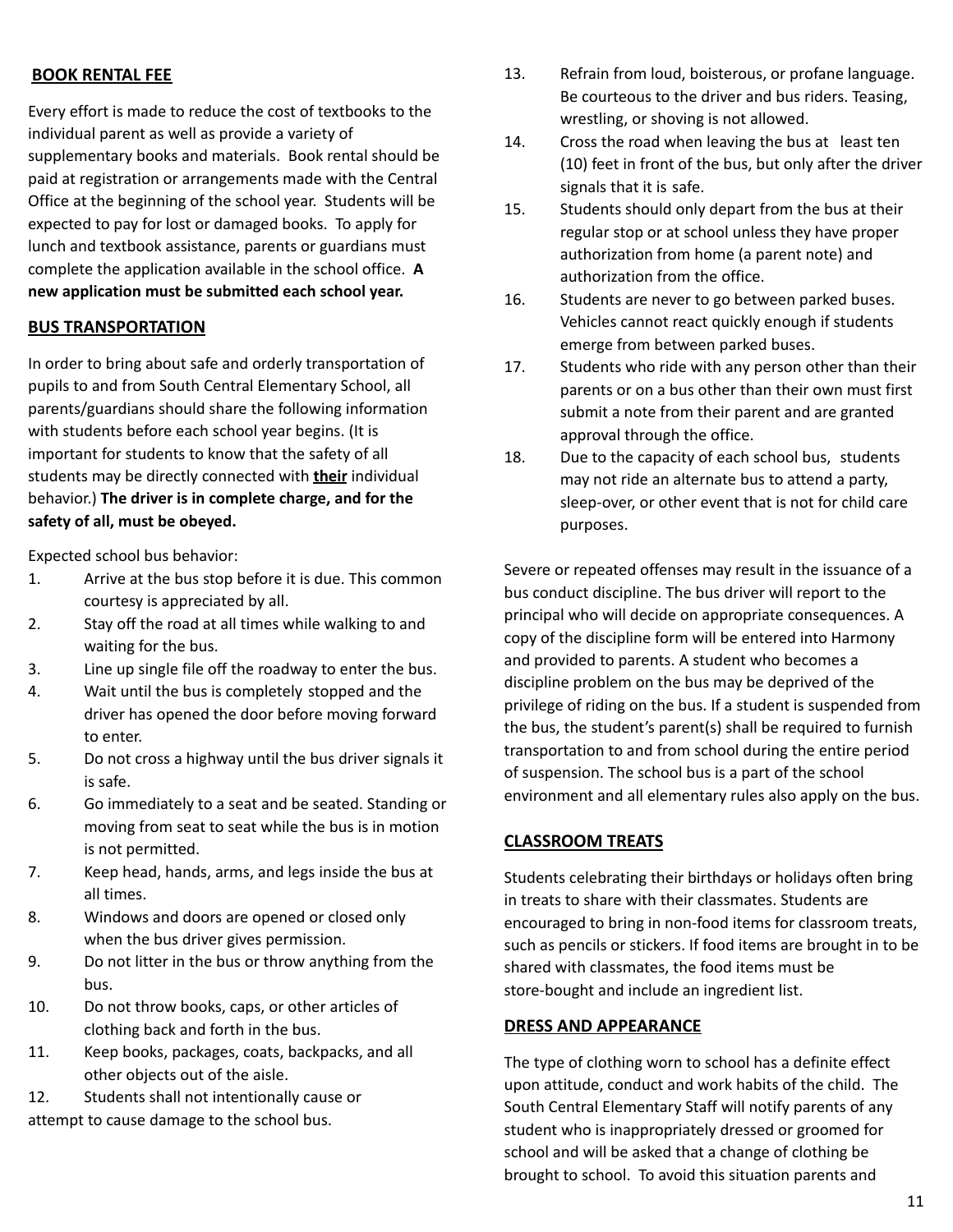## BOOK RENTAL FEE

Every effort is made to reduce the cost of textbooks to the individual parent as well as provide a variety of supplementary books and materials. Book rental should be paid at registration or arrangements made with the Central Office at the beginning of the school year. Students will be expected to pay for lost or damaged books. To apply for lunch and textbook assistance, parents or guardians must complete the application available in the school office. **A new application must be submitted each school year.**

## BUS TRANSPORTATION

In order to bring about safe and orderly transportation of pupils to and from South Central Elementary School, all parents/guardians should share the following information with students before each school year begins. (It is important for students to know that the safety of all students may be directly connected with **their** individual behavior.) **The driver is in complete charge, and for the safety of all, must be obeyed.**

Expected school bus behavior:

1. Arrive at the bus stop before it is due. This common courtesy is appreciated by all.
2. Stay off the road at all times while walking to and waiting for the bus.
3. Line up single file off the roadway to enter the bus.
4. Wait until the bus is completely stopped and the driver has opened the door before moving forward to enter.
5. Do not cross a highway until the bus driver signals it is safe.
6. Go immediately to a seat and be seated. Standing or moving from seat to seat while the bus is in motion is not permitted.
7. Keep head, hands, arms, and legs inside the bus at all times.
8. Windows and doors are opened or closed only when the bus driver gives permission.
9. Do not litter in the bus or throw anything from the bus.
10. Do not throw books, caps, or other articles of clothing back and forth in the bus.
11. Keep books, packages, coats, backpacks, and all other objects out of the aisle.
12. Students shall not intentionally cause or attempt to cause damage to the school bus.
13. Refrain from loud, boisterous, or profane language. Be courteous to the driver and bus riders. Teasing, wrestling, or shoving is not allowed.
14. Cross the road when leaving the bus at least ten (10) feet in front of the bus, but only after the driver signals that it is safe.
15. Students should only depart from the bus at their regular stop or at school unless they have proper authorization from home (a parent note) and authorization from the office.
16. Students are never to go between parked buses. Vehicles cannot react quickly enough if students emerge from between parked buses.
17. Students who ride with any person other than their parents or on a bus other than their own must first submit a note from their parent and are granted approval through the office.
18. Due to the capacity of each school bus, students may not ride an alternate bus to attend a party, sleep-over, or other event that is not for child care purposes.

Severe or repeated offenses may result in the issuance of a bus conduct discipline. The bus driver will report to the principal who will decide on appropriate consequences. A copy of the discipline form will be entered into Harmony and provided to parents. A student who becomes a discipline problem on the bus may be deprived of the privilege of riding on the bus. If a student is suspended from the bus, the student's parent(s) shall be required to furnish transportation to and from school during the entire period of suspension. The school bus is a part of the school environment and all elementary rules also apply on the bus.

## CLASSROOM TREATS

Students celebrating their birthdays or holidays often bring in treats to share with their classmates. Students are encouraged to bring in non-food items for classroom treats, such as pencils or stickers. If food items are brought in to be shared with classmates, the food items must be store-bought and include an ingredient list.

## DRESS AND APPEARANCE

The type of clothing worn to school has a definite effect upon attitude, conduct and work habits of the child. The South Central Elementary Staff will notify parents of any student who is inappropriately dressed or groomed for school and will be asked that a change of clothing be brought to school. To avoid this situation parents and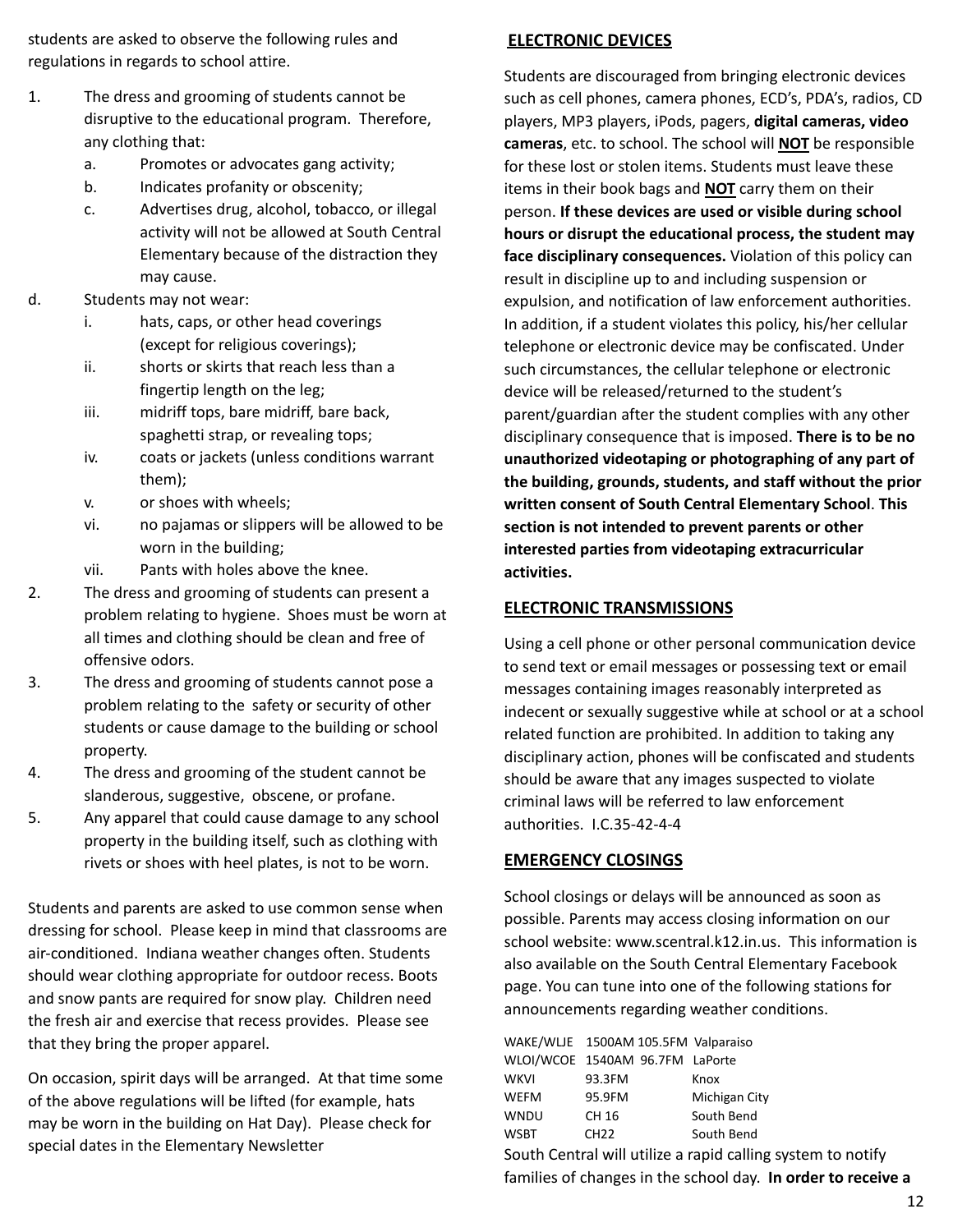students are asked to observe the following rules and regulations in regards to school attire.

1. The dress and grooming of students cannot be disruptive to the educational program. Therefore, any clothing that:
   a. Promotes or advocates gang activity;
   b. Indicates profanity or obscenity;
   c. Advertises drug, alcohol, tobacco, or illegal activity will not be allowed at South Central Elementary because of the distraction they may cause.

d. Students may not wear:
   i. hats, caps, or other head coverings (except for religious coverings);
   ii. shorts or skirts that reach less than a fingertip length on the leg;
   iii. midriff tops, bare midriff, bare back, spaghetti strap, or revealing tops;
   iv. coats or jackets (unless conditions warrant them);
   v. or shoes with wheels;
   vi. no pajamas or slippers will be allowed to be worn in the building;
   vii. Pants with holes above the knee.

2. The dress and grooming of students can present a problem relating to hygiene. Shoes must be worn at all times and clothing should be clean and free of offensive odors.
3. The dress and grooming of students cannot pose a problem relating to the safety or security of other students or cause damage to the building or school property.
4. The dress and grooming of the student cannot be slanderous, suggestive, obscene, or profane.
5. Any apparel that could cause damage to any school property in the building itself, such as clothing with rivets or shoes with heel plates, is not to be worn.

Students and parents are asked to use common sense when dressing for school. Please keep in mind that classrooms are air-conditioned. Indiana weather changes often. Students should wear clothing appropriate for outdoor recess. Boots and snow pants are required for snow play. Children need the fresh air and exercise that recess provides. Please see that they bring the proper apparel.

On occasion, spirit days will be arranged. At that time some of the above regulations will be lifted (for example, hats may be worn in the building on Hat Day). Please check for special dates in the Elementary Newsletter

## ELECTRONIC DEVICES

Students are discouraged from bringing electronic devices such as cell phones, camera phones, ECD's, PDA's, radios, CD players, MP3 players, iPods, pagers, **digital cameras, video cameras**, etc. to school. The school will **NOT** be responsible for these lost or stolen items. Students must leave these items in their book bags and **NOT** carry them on their person. **If these devices are used or visible during school hours or disrupt the educational process, the student may face disciplinary consequences.** Violation of this policy can result in discipline up to and including suspension or expulsion, and notification of law enforcement authorities. In addition, if a student violates this policy, his/her cellular telephone or electronic device may be confiscated. Under such circumstances, the cellular telephone or electronic device will be released/returned to the student's parent/guardian after the student complies with any other disciplinary consequence that is imposed. **There is to be no unauthorized videotaping or photographing of any part of the building, grounds, students, and staff without the prior written consent of South Central Elementary School**. **This section is not intended to prevent parents or other interested parties from videotaping extracurricular activities.**

## ELECTRONIC TRANSMISSIONS

Using a cell phone or other personal communication device to send text or email messages or possessing text or email messages containing images reasonably interpreted as indecent or sexually suggestive while at school or at a school related function are prohibited. In addition to taking any disciplinary action, phones will be confiscated and students should be aware that any images suspected to violate criminal laws will be referred to law enforcement authorities. I.C.35-42-4-4

## EMERGENCY CLOSINGS

School closings or delays will be announced as soon as possible. Parents may access closing information on our school website: www.scentral.k12.in.us. This information is also available on the South Central Elementary Facebook page. You can tune into one of the following stations for announcements regarding weather conditions.

| | | |
|---|---|---|
| WAKE/WLJE | 1500AM 105.5FM | Valparaiso |
| WLOI/WCOE | 1540AM 96.7FM | LaPorte |
| WKVI | 93.3FM | Knox |
| WEFM | 95.9FM | Michigan City |
| WNDU | CH 16 | South Bend |
| WSBT | CH22 | South Bend |

South Central will utilize a rapid calling system to notify families of changes in the school day. **In order to receive a**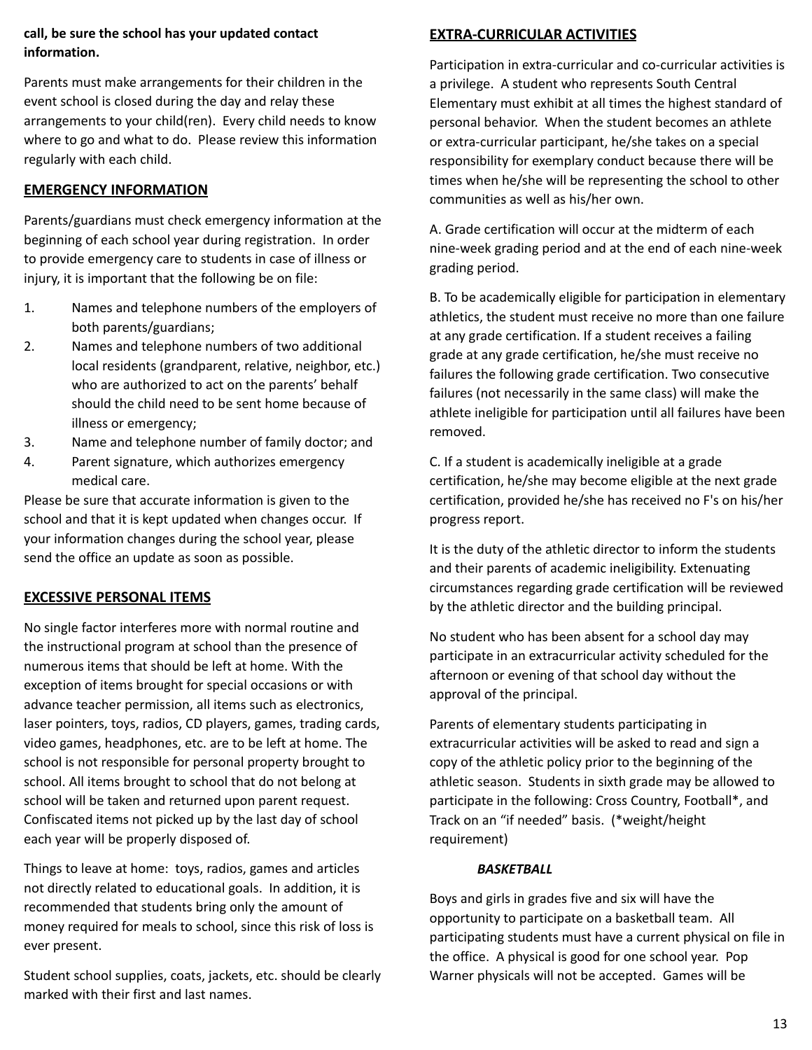**call, be sure the school has your updated contact information.**

Parents must make arrangements for their children in the event school is closed during the day and relay these arrangements to your child(ren). Every child needs to know where to go and what to do. Please review this information regularly with each child.

## EMERGENCY INFORMATION

Parents/guardians must check emergency information at the beginning of each school year during registration. In order to provide emergency care to students in case of illness or injury, it is important that the following be on file:

1. Names and telephone numbers of the employers of both parents/guardians;
2. Names and telephone numbers of two additional local residents (grandparent, relative, neighbor, etc.) who are authorized to act on the parents' behalf should the child need to be sent home because of illness or emergency;
3. Name and telephone number of family doctor; and
4. Parent signature, which authorizes emergency medical care.

Please be sure that accurate information is given to the school and that it is kept updated when changes occur. If your information changes during the school year, please send the office an update as soon as possible.

## EXCESSIVE PERSONAL ITEMS

No single factor interferes more with normal routine and the instructional program at school than the presence of numerous items that should be left at home. With the exception of items brought for special occasions or with advance teacher permission, all items such as electronics, laser pointers, toys, radios, CD players, games, trading cards, video games, headphones, etc. are to be left at home. The school is not responsible for personal property brought to school. All items brought to school that do not belong at school will be taken and returned upon parent request. Confiscated items not picked up by the last day of school each year will be properly disposed of.

Things to leave at home: toys, radios, games and articles not directly related to educational goals. In addition, it is recommended that students bring only the amount of money required for meals to school, since this risk of loss is ever present.

Student school supplies, coats, jackets, etc. should be clearly marked with their first and last names.

## EXTRA-CURRICULAR ACTIVITIES

Participation in extra-curricular and co-curricular activities is a privilege. A student who represents South Central Elementary must exhibit at all times the highest standard of personal behavior. When the student becomes an athlete or extra-curricular participant, he/she takes on a special responsibility for exemplary conduct because there will be times when he/she will be representing the school to other communities as well as his/her own.

A. Grade certification will occur at the midterm of each nine-week grading period and at the end of each nine-week grading period.

B. To be academically eligible for participation in elementary athletics, the student must receive no more than one failure at any grade certification. If a student receives a failing grade at any grade certification, he/she must receive no failures the following grade certification. Two consecutive failures (not necessarily in the same class) will make the athlete ineligible for participation until all failures have been removed.

C. If a student is academically ineligible at a grade certification, he/she may become eligible at the next grade certification, provided he/she has received no F's on his/her progress report.

It is the duty of the athletic director to inform the students and their parents of academic ineligibility. Extenuating circumstances regarding grade certification will be reviewed by the athletic director and the building principal.

No student who has been absent for a school day may participate in an extracurricular activity scheduled for the afternoon or evening of that school day without the approval of the principal.

Parents of elementary students participating in extracurricular activities will be asked to read and sign a copy of the athletic policy prior to the beginning of the athletic season. Students in sixth grade may be allowed to participate in the following: Cross Country, Football*, and Track on an "if needed" basis. (*weight/height requirement)

### *BASKETBALL*

Boys and girls in grades five and six will have the opportunity to participate on a basketball team. All participating students must have a current physical on file in the office. A physical is good for one school year. Pop Warner physicals will not be accepted. Games will be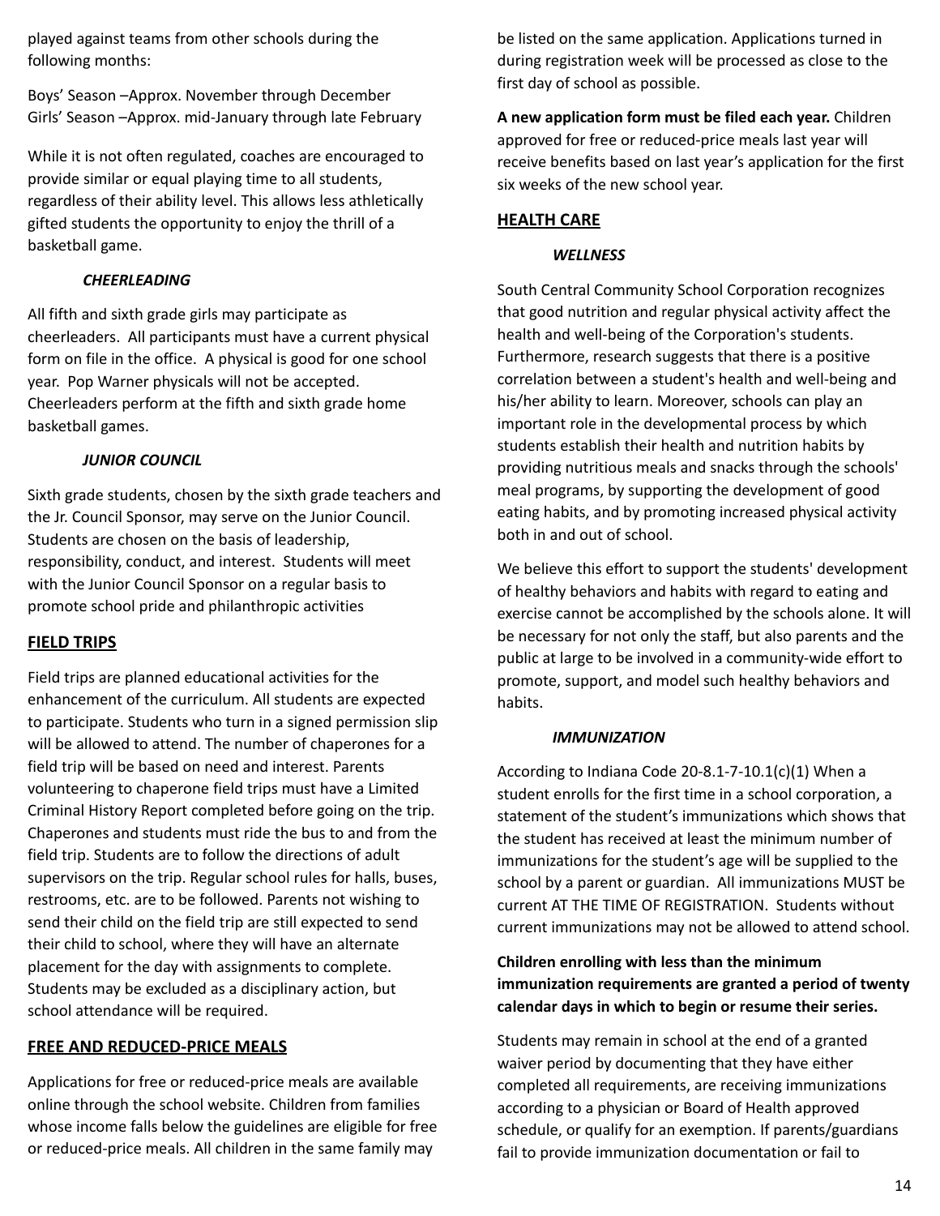played against teams from other schools during the following months:

Boys' Season –Approx. November through December
Girls' Season –Approx. mid-January through late February

While it is not often regulated, coaches are encouraged to provide similar or equal playing time to all students, regardless of their ability level. This allows less athletically gifted students the opportunity to enjoy the thrill of a basketball game.

### *CHEERLEADING*

All fifth and sixth grade girls may participate as cheerleaders. All participants must have a current physical form on file in the office. A physical is good for one school year. Pop Warner physicals will not be accepted. Cheerleaders perform at the fifth and sixth grade home basketball games.

### *JUNIOR COUNCIL*

Sixth grade students, chosen by the sixth grade teachers and the Jr. Council Sponsor, may serve on the Junior Council. Students are chosen on the basis of leadership, responsibility, conduct, and interest. Students will meet with the Junior Council Sponsor on a regular basis to promote school pride and philanthropic activities

## FIELD TRIPS

Field trips are planned educational activities for the enhancement of the curriculum. All students are expected to participate. Students who turn in a signed permission slip will be allowed to attend. The number of chaperones for a field trip will be based on need and interest. Parents volunteering to chaperone field trips must have a Limited Criminal History Report completed before going on the trip. Chaperones and students must ride the bus to and from the field trip. Students are to follow the directions of adult supervisors on the trip. Regular school rules for halls, buses, restrooms, etc. are to be followed. Parents not wishing to send their child on the field trip are still expected to send their child to school, where they will have an alternate placement for the day with assignments to complete. Students may be excluded as a disciplinary action, but school attendance will be required.

## FREE AND REDUCED-PRICE MEALS

Applications for free or reduced-price meals are available online through the school website. Children from families whose income falls below the guidelines are eligible for free or reduced-price meals. All children in the same family may be listed on the same application. Applications turned in during registration week will be processed as close to the first day of school as possible.

**A new application form must be filed each year.** Children approved for free or reduced-price meals last year will receive benefits based on last year's application for the first six weeks of the new school year.

## HEALTH CARE

### *WELLNESS*

South Central Community School Corporation recognizes that good nutrition and regular physical activity affect the health and well-being of the Corporation's students. Furthermore, research suggests that there is a positive correlation between a student's health and well-being and his/her ability to learn. Moreover, schools can play an important role in the developmental process by which students establish their health and nutrition habits by providing nutritious meals and snacks through the schools' meal programs, by supporting the development of good eating habits, and by promoting increased physical activity both in and out of school.

We believe this effort to support the students' development of healthy behaviors and habits with regard to eating and exercise cannot be accomplished by the schools alone. It will be necessary for not only the staff, but also parents and the public at large to be involved in a community-wide effort to promote, support, and model such healthy behaviors and habits.

### *IMMUNIZATION*

According to Indiana Code 20-8.1-7-10.1(c)(1) When a student enrolls for the first time in a school corporation, a statement of the student's immunizations which shows that the student has received at least the minimum number of immunizations for the student's age will be supplied to the school by a parent or guardian. All immunizations MUST be current AT THE TIME OF REGISTRATION. Students without current immunizations may not be allowed to attend school.

**Children enrolling with less than the minimum immunization requirements are granted a period of twenty calendar days in which to begin or resume their series.**

Students may remain in school at the end of a granted waiver period by documenting that they have either completed all requirements, are receiving immunizations according to a physician or Board of Health approved schedule, or qualify for an exemption. If parents/guardians fail to provide immunization documentation or fail to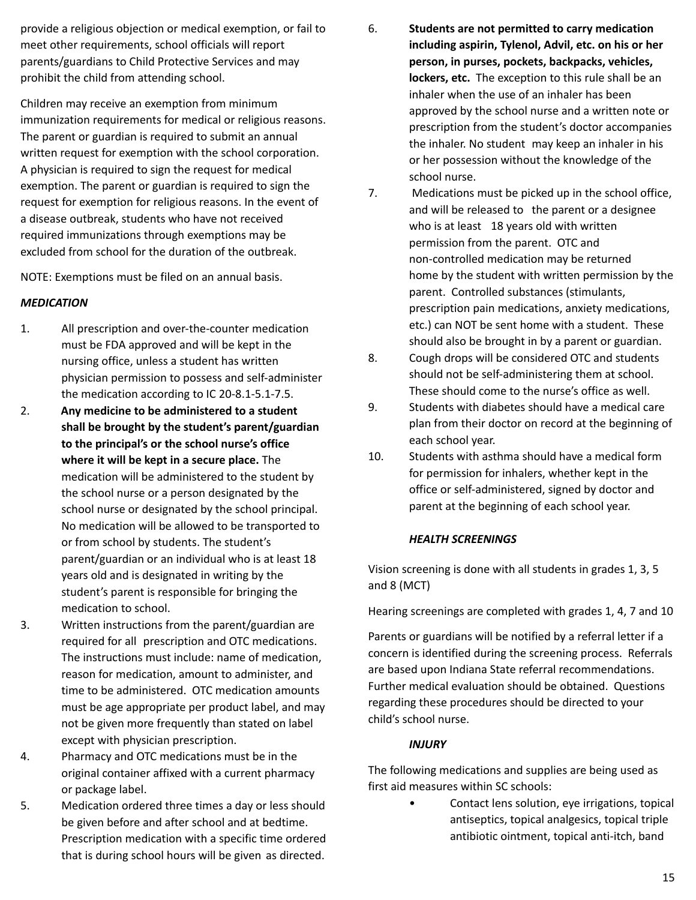provide a religious objection or medical exemption, or fail to meet other requirements, school officials will report parents/guardians to Child Protective Services and may prohibit the child from attending school.

Children may receive an exemption from minimum immunization requirements for medical or religious reasons. The parent or guardian is required to submit an annual written request for exemption with the school corporation. A physician is required to sign the request for medical exemption. The parent or guardian is required to sign the request for exemption for religious reasons. In the event of a disease outbreak, students who have not received required immunizations through exemptions may be excluded from school for the duration of the outbreak.

NOTE: Exemptions must be filed on an annual basis.

### *MEDICATION*

1. All prescription and over-the-counter medication must be FDA approved and will be kept in the nursing office, unless a student has written physician permission to possess and self-administer the medication according to IC 20-8.1-5.1-7.5.
2. **Any medicine to be administered to a student shall be brought by the student's parent/guardian to the principal's or the school nurse's office where it will be kept in a secure place.** The medication will be administered to the student by the school nurse or a person designated by the school nurse or designated by the school principal. No medication will be allowed to be transported to or from school by students. The student's parent/guardian or an individual who is at least 18 years old and is designated in writing by the student's parent is responsible for bringing the medication to school.
3. Written instructions from the parent/guardian are required for all prescription and OTC medications. The instructions must include: name of medication, reason for medication, amount to administer, and time to be administered. OTC medication amounts must be age appropriate per product label, and may not be given more frequently than stated on label except with physician prescription.
4. Pharmacy and OTC medications must be in the original container affixed with a current pharmacy or package label.
5. Medication ordered three times a day or less should be given before and after school and at bedtime. Prescription medication with a specific time ordered that is during school hours will be given as directed.
6. **Students are not permitted to carry medication including aspirin, Tylenol, Advil, etc. on his or her person, in purses, pockets, backpacks, vehicles, lockers, etc.** The exception to this rule shall be an inhaler when the use of an inhaler has been approved by the school nurse and a written note or prescription from the student's doctor accompanies the inhaler. No student may keep an inhaler in his or her possession without the knowledge of the school nurse.
7. Medications must be picked up in the school office, and will be released to the parent or a designee who is at least 18 years old with written permission from the parent. OTC and non-controlled medication may be returned home by the student with written permission by the parent. Controlled substances (stimulants, prescription pain medications, anxiety medications, etc.) can NOT be sent home with a student. These should also be brought in by a parent or guardian.
8. Cough drops will be considered OTC and students should not be self-administering them at school. These should come to the nurse's office as well.
9. Students with diabetes should have a medical care plan from their doctor on record at the beginning of each school year.
10. Students with asthma should have a medical form for permission for inhalers, whether kept in the office or self-administered, signed by doctor and parent at the beginning of each school year.

### *HEALTH SCREENINGS*

Vision screening is done with all students in grades 1, 3, 5 and 8 (MCT)

Hearing screenings are completed with grades 1, 4, 7 and 10

Parents or guardians will be notified by a referral letter if a concern is identified during the screening process. Referrals are based upon Indiana State referral recommendations. Further medical evaluation should be obtained. Questions regarding these procedures should be directed to your child's school nurse.

### *INJURY*

The following medications and supplies are being used as first aid measures within SC schools:

- Contact lens solution, eye irrigations, topical antiseptics, topical analgesics, topical triple antibiotic ointment, topical anti-itch, band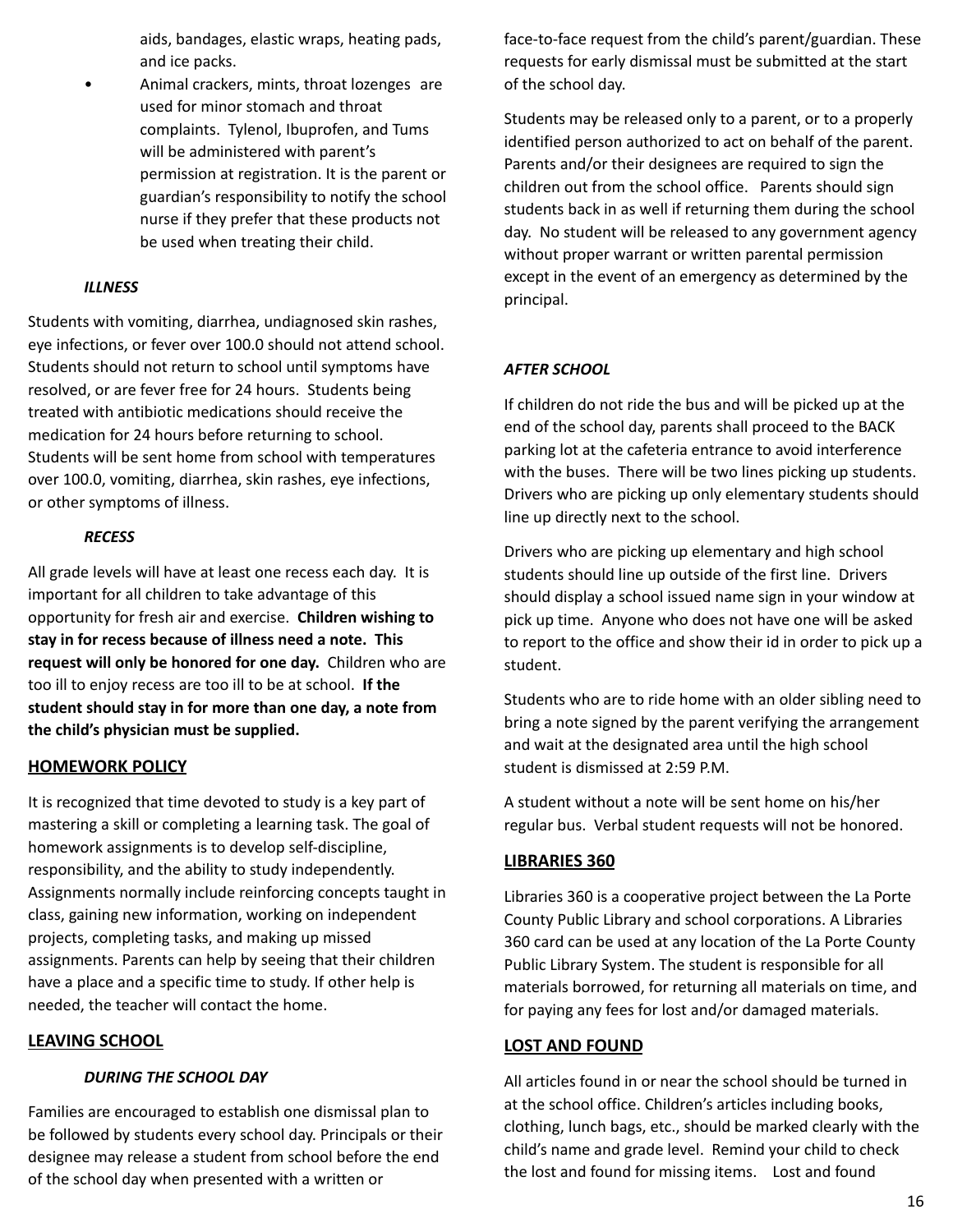aids, bandages, elastic wraps, heating pads, and ice packs.

- Animal crackers, mints, throat lozenges are used for minor stomach and throat complaints. Tylenol, Ibuprofen, and Tums will be administered with parent's permission at registration. It is the parent or guardian's responsibility to notify the school nurse if they prefer that these products not be used when treating their child.

### *ILLNESS*

Students with vomiting, diarrhea, undiagnosed skin rashes, eye infections, or fever over 100.0 should not attend school. Students should not return to school until symptoms have resolved, or are fever free for 24 hours. Students being treated with antibiotic medications should receive the medication for 24 hours before returning to school. Students will be sent home from school with temperatures over 100.0, vomiting, diarrhea, skin rashes, eye infections, or other symptoms of illness.

### *RECESS*

All grade levels will have at least one recess each day. It is important for all children to take advantage of this opportunity for fresh air and exercise. **Children wishing to stay in for recess because of illness need a note. This request will only be honored for one day.** Children who are too ill to enjoy recess are too ill to be at school. **If the student should stay in for more than one day, a note from the child's physician must be supplied.**

## HOMEWORK POLICY

It is recognized that time devoted to study is a key part of mastering a skill or completing a learning task. The goal of homework assignments is to develop self-discipline, responsibility, and the ability to study independently. Assignments normally include reinforcing concepts taught in class, gaining new information, working on independent projects, completing tasks, and making up missed assignments. Parents can help by seeing that their children have a place and a specific time to study. If other help is needed, the teacher will contact the home.

## LEAVING SCHOOL

### *DURING THE SCHOOL DAY*

Families are encouraged to establish one dismissal plan to be followed by students every school day. Principals or their designee may release a student from school before the end of the school day when presented with a written or face-to-face request from the child's parent/guardian. These requests for early dismissal must be submitted at the start of the school day.

Students may be released only to a parent, or to a properly identified person authorized to act on behalf of the parent. Parents and/or their designees are required to sign the children out from the school office. Parents should sign students back in as well if returning them during the school day. No student will be released to any government agency without proper warrant or written parental permission except in the event of an emergency as determined by the principal.

### *AFTER SCHOOL*

If children do not ride the bus and will be picked up at the end of the school day, parents shall proceed to the BACK parking lot at the cafeteria entrance to avoid interference with the buses. There will be two lines picking up students. Drivers who are picking up only elementary students should line up directly next to the school.

Drivers who are picking up elementary and high school students should line up outside of the first line. Drivers should display a school issued name sign in your window at pick up time. Anyone who does not have one will be asked to report to the office and show their id in order to pick up a student.

Students who are to ride home with an older sibling need to bring a note signed by the parent verifying the arrangement and wait at the designated area until the high school student is dismissed at 2:59 P.M.

A student without a note will be sent home on his/her regular bus. Verbal student requests will not be honored.

## LIBRARIES 360

Libraries 360 is a cooperative project between the La Porte County Public Library and school corporations. A Libraries 360 card can be used at any location of the La Porte County Public Library System. The student is responsible for all materials borrowed, for returning all materials on time, and for paying any fees for lost and/or damaged materials.

## LOST AND FOUND

All articles found in or near the school should be turned in at the school office. Children's articles including books, clothing, lunch bags, etc., should be marked clearly with the child's name and grade level. Remind your child to check the lost and found for missing items. Lost and found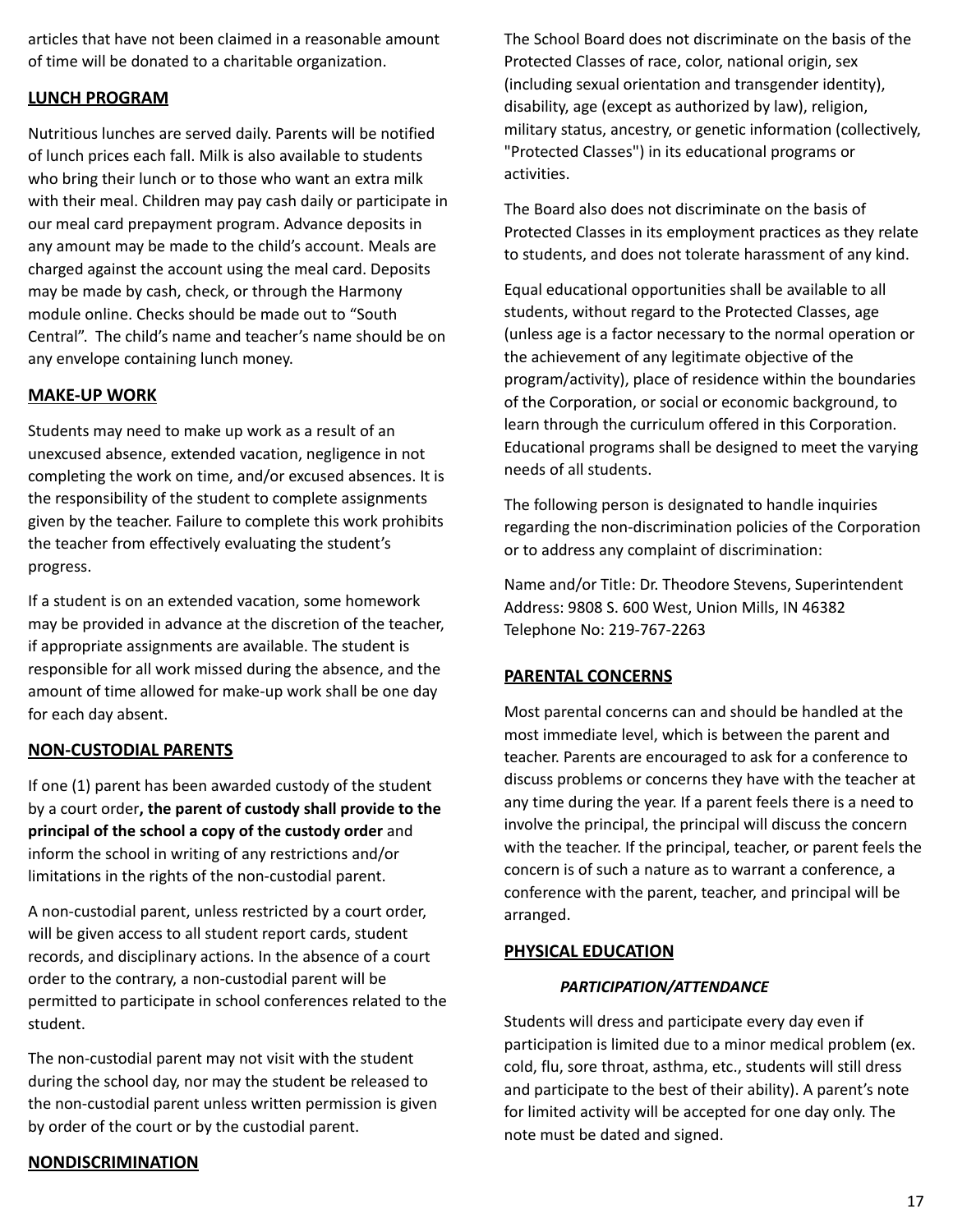articles that have not been claimed in a reasonable amount of time will be donated to a charitable organization.

## LUNCH PROGRAM

Nutritious lunches are served daily. Parents will be notified of lunch prices each fall. Milk is also available to students who bring their lunch or to those who want an extra milk with their meal. Children may pay cash daily or participate in our meal card prepayment program. Advance deposits in any amount may be made to the child's account. Meals are charged against the account using the meal card. Deposits may be made by cash, check, or through the Harmony module online. Checks should be made out to "South Central". The child's name and teacher's name should be on any envelope containing lunch money.

## MAKE-UP WORK

Students may need to make up work as a result of an unexcused absence, extended vacation, negligence in not completing the work on time, and/or excused absences. It is the responsibility of the student to complete assignments given by the teacher. Failure to complete this work prohibits the teacher from effectively evaluating the student's progress.

If a student is on an extended vacation, some homework may be provided in advance at the discretion of the teacher, if appropriate assignments are available. The student is responsible for all work missed during the absence, and the amount of time allowed for make-up work shall be one day for each day absent.

## NON-CUSTODIAL PARENTS

If one (1) parent has been awarded custody of the student by a court order**, the parent of custody shall provide to the principal of the school a copy of the custody order** and inform the school in writing of any restrictions and/or limitations in the rights of the non-custodial parent.

A non-custodial parent, unless restricted by a court order, will be given access to all student report cards, student records, and disciplinary actions. In the absence of a court order to the contrary, a non-custodial parent will be permitted to participate in school conferences related to the student.

The non-custodial parent may not visit with the student during the school day, nor may the student be released to the non-custodial parent unless written permission is given by order of the court or by the custodial parent.

## NONDISCRIMINATION

The School Board does not discriminate on the basis of the Protected Classes of race, color, national origin, sex (including sexual orientation and transgender identity), disability, age (except as authorized by law), religion, military status, ancestry, or genetic information (collectively, "Protected Classes") in its educational programs or activities.

The Board also does not discriminate on the basis of Protected Classes in its employment practices as they relate to students, and does not tolerate harassment of any kind.

Equal educational opportunities shall be available to all students, without regard to the Protected Classes, age (unless age is a factor necessary to the normal operation or the achievement of any legitimate objective of the program/activity), place of residence within the boundaries of the Corporation, or social or economic background, to learn through the curriculum offered in this Corporation. Educational programs shall be designed to meet the varying needs of all students.

The following person is designated to handle inquiries regarding the non-discrimination policies of the Corporation or to address any complaint of discrimination:

Name and/or Title: Dr. Theodore Stevens, Superintendent
Address: 9808 S. 600 West, Union Mills, IN 46382
Telephone No: 219-767-2263

## PARENTAL CONCERNS

Most parental concerns can and should be handled at the most immediate level, which is between the parent and teacher. Parents are encouraged to ask for a conference to discuss problems or concerns they have with the teacher at any time during the year. If a parent feels there is a need to involve the principal, the principal will discuss the concern with the teacher. If the principal, teacher, or parent feels the concern is of such a nature as to warrant a conference, a conference with the parent, teacher, and principal will be arranged.

## PHYSICAL EDUCATION

### *PARTICIPATION/ATTENDANCE*

Students will dress and participate every day even if participation is limited due to a minor medical problem (ex. cold, flu, sore throat, asthma, etc., students will still dress and participate to the best of their ability). A parent's note for limited activity will be accepted for one day only. The note must be dated and signed.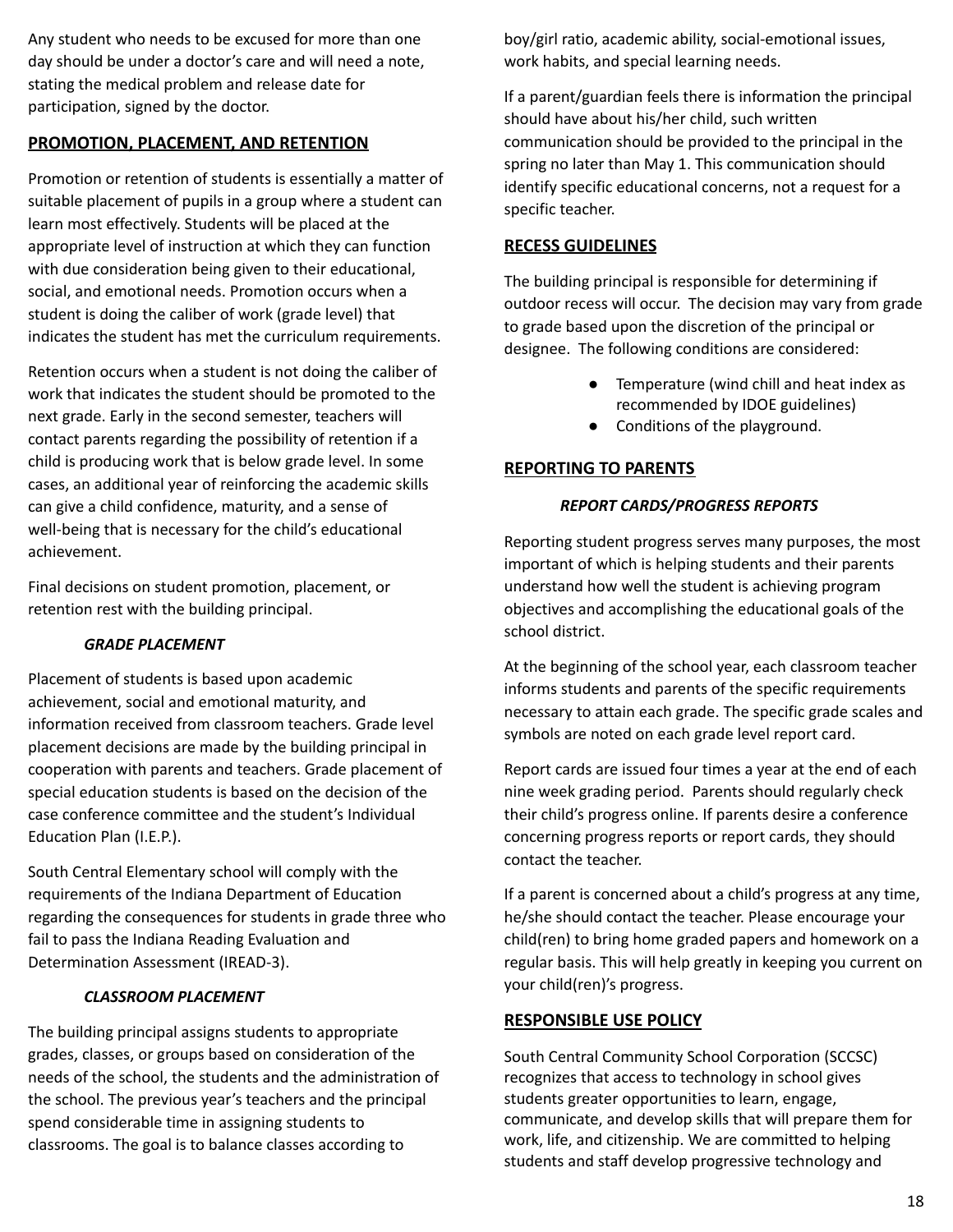Any student who needs to be excused for more than one day should be under a doctor's care and will need a note, stating the medical problem and release date for participation, signed by the doctor.

## PROMOTION, PLACEMENT, AND RETENTION

Promotion or retention of students is essentially a matter of suitable placement of pupils in a group where a student can learn most effectively. Students will be placed at the appropriate level of instruction at which they can function with due consideration being given to their educational, social, and emotional needs. Promotion occurs when a student is doing the caliber of work (grade level) that indicates the student has met the curriculum requirements.

Retention occurs when a student is not doing the caliber of work that indicates the student should be promoted to the next grade. Early in the second semester, teachers will contact parents regarding the possibility of retention if a child is producing work that is below grade level. In some cases, an additional year of reinforcing the academic skills can give a child confidence, maturity, and a sense of well-being that is necessary for the child's educational achievement.

Final decisions on student promotion, placement, or retention rest with the building principal.

### *GRADE PLACEMENT*

Placement of students is based upon academic achievement, social and emotional maturity, and information received from classroom teachers. Grade level placement decisions are made by the building principal in cooperation with parents and teachers. Grade placement of special education students is based on the decision of the case conference committee and the student's Individual Education Plan (I.E.P.).

South Central Elementary school will comply with the requirements of the Indiana Department of Education regarding the consequences for students in grade three who fail to pass the Indiana Reading Evaluation and Determination Assessment (IREAD-3).

### *CLASSROOM PLACEMENT*

The building principal assigns students to appropriate grades, classes, or groups based on consideration of the needs of the school, the students and the administration of the school. The previous year's teachers and the principal spend considerable time in assigning students to classrooms. The goal is to balance classes according to boy/girl ratio, academic ability, social-emotional issues, work habits, and special learning needs.

If a parent/guardian feels there is information the principal should have about his/her child, such written communication should be provided to the principal in the spring no later than May 1. This communication should identify specific educational concerns, not a request for a specific teacher.

## RECESS GUIDELINES

The building principal is responsible for determining if outdoor recess will occur. The decision may vary from grade to grade based upon the discretion of the principal or designee. The following conditions are considered:

- Temperature (wind chill and heat index as recommended by IDOE guidelines)
- Conditions of the playground.

## REPORTING TO PARENTS

### *REPORT CARDS/PROGRESS REPORTS*

Reporting student progress serves many purposes, the most important of which is helping students and their parents understand how well the student is achieving program objectives and accomplishing the educational goals of the school district.

At the beginning of the school year, each classroom teacher informs students and parents of the specific requirements necessary to attain each grade. The specific grade scales and symbols are noted on each grade level report card.

Report cards are issued four times a year at the end of each nine week grading period. Parents should regularly check their child's progress online. If parents desire a conference concerning progress reports or report cards, they should contact the teacher.

If a parent is concerned about a child's progress at any time, he/she should contact the teacher. Please encourage your child(ren) to bring home graded papers and homework on a regular basis. This will help greatly in keeping you current on your child(ren)'s progress.

## RESPONSIBLE USE POLICY

South Central Community School Corporation (SCCSC) recognizes that access to technology in school gives students greater opportunities to learn, engage, communicate, and develop skills that will prepare them for work, life, and citizenship. We are committed to helping students and staff develop progressive technology and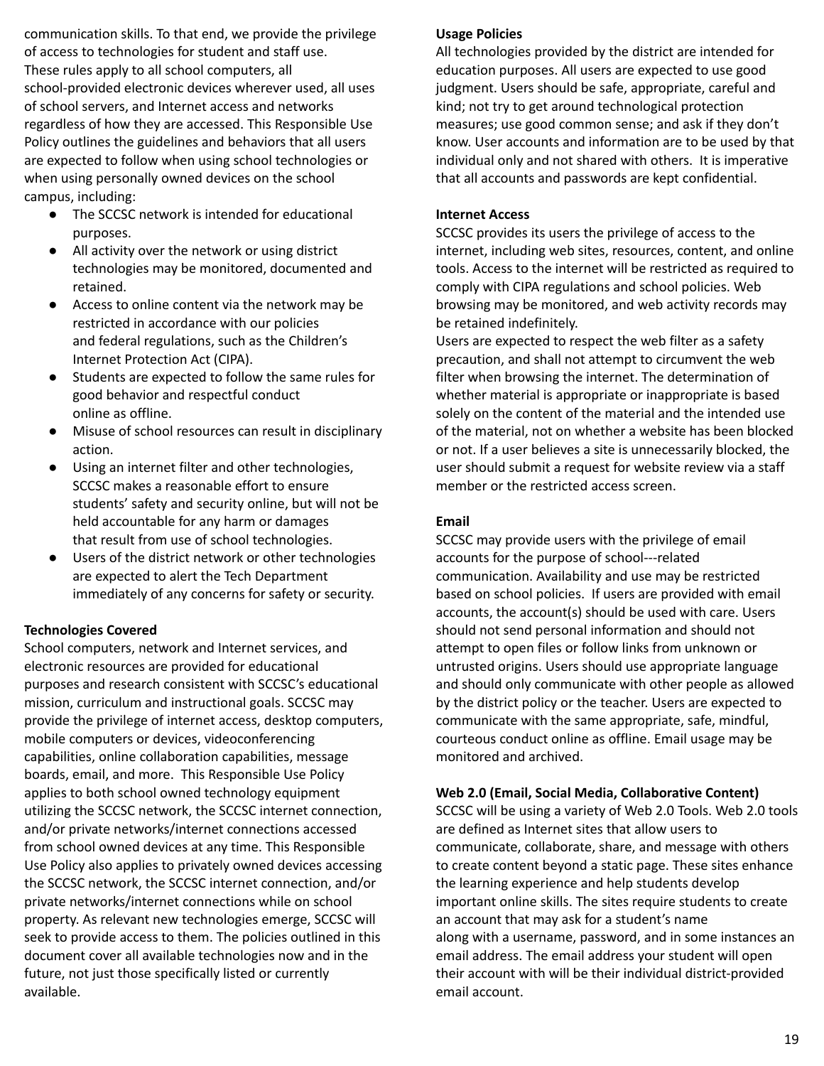communication skills. To that end, we provide the privilege of access to technologies for student and staff use. These rules apply to all school computers, all school-provided electronic devices wherever used, all uses of school servers, and Internet access and networks regardless of how they are accessed. This Responsible Use Policy outlines the guidelines and behaviors that all users are expected to follow when using school technologies or when using personally owned devices on the school campus, including:

- The SCCSC network is intended for educational purposes.
- All activity over the network or using district technologies may be monitored, documented and retained.
- Access to online content via the network may be restricted in accordance with our policies and federal regulations, such as the Children's Internet Protection Act (CIPA).
- Students are expected to follow the same rules for good behavior and respectful conduct online as offline.
- Misuse of school resources can result in disciplinary action.
- Using an internet filter and other technologies, SCCSC makes a reasonable effort to ensure students' safety and security online, but will not be held accountable for any harm or damages that result from use of school technologies.
- Users of the district network or other technologies are expected to alert the Tech Department immediately of any concerns for safety or security.

**Technologies Covered**

School computers, network and Internet services, and electronic resources are provided for educational purposes and research consistent with SCCSC's educational mission, curriculum and instructional goals. SCCSC may provide the privilege of internet access, desktop computers, mobile computers or devices, videoconferencing capabilities, online collaboration capabilities, message boards, email, and more. This Responsible Use Policy applies to both school owned technology equipment utilizing the SCCSC network, the SCCSC internet connection, and/or private networks/internet connections accessed from school owned devices at any time. This Responsible Use Policy also applies to privately owned devices accessing the SCCSC network, the SCCSC internet connection, and/or private networks/internet connections while on school property. As relevant new technologies emerge, SCCSC will seek to provide access to them. The policies outlined in this document cover all available technologies now and in the future, not just those specifically listed or currently available.

**Usage Policies**

All technologies provided by the district are intended for education purposes. All users are expected to use good judgment. Users should be safe, appropriate, careful and kind; not try to get around technological protection measures; use good common sense; and ask if they don't know. User accounts and information are to be used by that individual only and not shared with others. It is imperative that all accounts and passwords are kept confidential.

**Internet Access**

SCCSC provides its users the privilege of access to the internet, including web sites, resources, content, and online tools. Access to the internet will be restricted as required to comply with CIPA regulations and school policies. Web browsing may be monitored, and web activity records may be retained indefinitely.

Users are expected to respect the web filter as a safety precaution, and shall not attempt to circumvent the web filter when browsing the internet. The determination of whether material is appropriate or inappropriate is based solely on the content of the material and the intended use of the material, not on whether a website has been blocked or not. If a user believes a site is unnecessarily blocked, the user should submit a request for website review via a staff member or the restricted access screen.

**Email**

SCCSC may provide users with the privilege of email accounts for the purpose of school---related communication. Availability and use may be restricted based on school policies. If users are provided with email accounts, the account(s) should be used with care. Users should not send personal information and should not attempt to open files or follow links from unknown or untrusted origins. Users should use appropriate language and should only communicate with other people as allowed by the district policy or the teacher. Users are expected to communicate with the same appropriate, safe, mindful, courteous conduct online as offline. Email usage may be monitored and archived.

**Web 2.0 (Email, Social Media, Collaborative Content)**

SCCSC will be using a variety of Web 2.0 Tools. Web 2.0 tools are defined as Internet sites that allow users to communicate, collaborate, share, and message with others to create content beyond a static page. These sites enhance the learning experience and help students develop important online skills. The sites require students to create an account that may ask for a student's name along with a username, password, and in some instances an email address. The email address your student will open their account with will be their individual district-provided email account.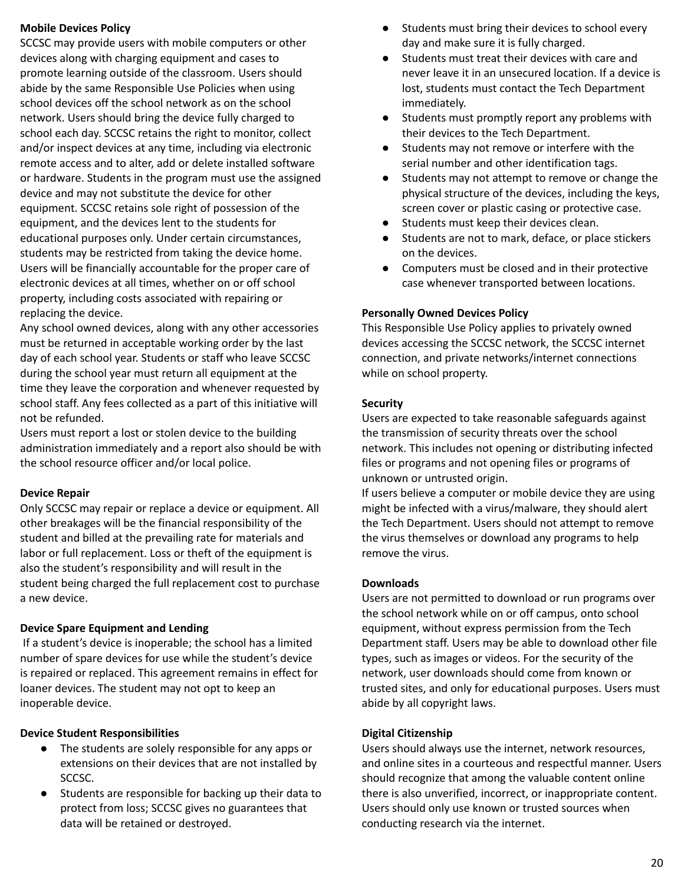**Mobile Devices Policy**

SCCSC may provide users with mobile computers or other devices along with charging equipment and cases to promote learning outside of the classroom. Users should abide by the same Responsible Use Policies when using school devices off the school network as on the school network. Users should bring the device fully charged to school each day. SCCSC retains the right to monitor, collect and/or inspect devices at any time, including via electronic remote access and to alter, add or delete installed software or hardware. Students in the program must use the assigned device and may not substitute the device for other equipment. SCCSC retains sole right of possession of the equipment, and the devices lent to the students for educational purposes only. Under certain circumstances, students may be restricted from taking the device home. Users will be financially accountable for the proper care of electronic devices at all times, whether on or off school property, including costs associated with repairing or replacing the device.

Any school owned devices, along with any other accessories must be returned in acceptable working order by the last day of each school year. Students or staff who leave SCCSC during the school year must return all equipment at the time they leave the corporation and whenever requested by school staff. Any fees collected as a part of this initiative will not be refunded.

Users must report a lost or stolen device to the building administration immediately and a report also should be with the school resource officer and/or local police.

**Device Repair**

Only SCCSC may repair or replace a device or equipment. All other breakages will be the financial responsibility of the student and billed at the prevailing rate for materials and labor or full replacement. Loss or theft of the equipment is also the student's responsibility and will result in the student being charged the full replacement cost to purchase a new device.

**Device Spare Equipment and Lending**

If a student's device is inoperable; the school has a limited number of spare devices for use while the student's device is repaired or replaced. This agreement remains in effect for loaner devices. The student may not opt to keep an inoperable device.

**Device Student Responsibilities**

- The students are solely responsible for any apps or extensions on their devices that are not installed by SCCSC.
- Students are responsible for backing up their data to protect from loss; SCCSC gives no guarantees that data will be retained or destroyed.
- Students must bring their devices to school every day and make sure it is fully charged.
- Students must treat their devices with care and never leave it in an unsecured location. If a device is lost, students must contact the Tech Department immediately.
- Students must promptly report any problems with their devices to the Tech Department.
- Students may not remove or interfere with the serial number and other identification tags.
- Students may not attempt to remove or change the physical structure of the devices, including the keys, screen cover or plastic casing or protective case.
- Students must keep their devices clean.
- Students are not to mark, deface, or place stickers on the devices.
- Computers must be closed and in their protective case whenever transported between locations.

**Personally Owned Devices Policy**

This Responsible Use Policy applies to privately owned devices accessing the SCCSC network, the SCCSC internet connection, and private networks/internet connections while on school property.

**Security**

Users are expected to take reasonable safeguards against the transmission of security threats over the school network. This includes not opening or distributing infected files or programs and not opening files or programs of unknown or untrusted origin.

If users believe a computer or mobile device they are using might be infected with a virus/malware, they should alert the Tech Department. Users should not attempt to remove the virus themselves or download any programs to help remove the virus.

**Downloads**

Users are not permitted to download or run programs over the school network while on or off campus, onto school equipment, without express permission from the Tech Department staff. Users may be able to download other file types, such as images or videos. For the security of the network, user downloads should come from known or trusted sites, and only for educational purposes. Users must abide by all copyright laws.

**Digital Citizenship**

Users should always use the internet, network resources, and online sites in a courteous and respectful manner. Users should recognize that among the valuable content online there is also unverified, incorrect, or inappropriate content. Users should only use known or trusted sources when conducting research via the internet.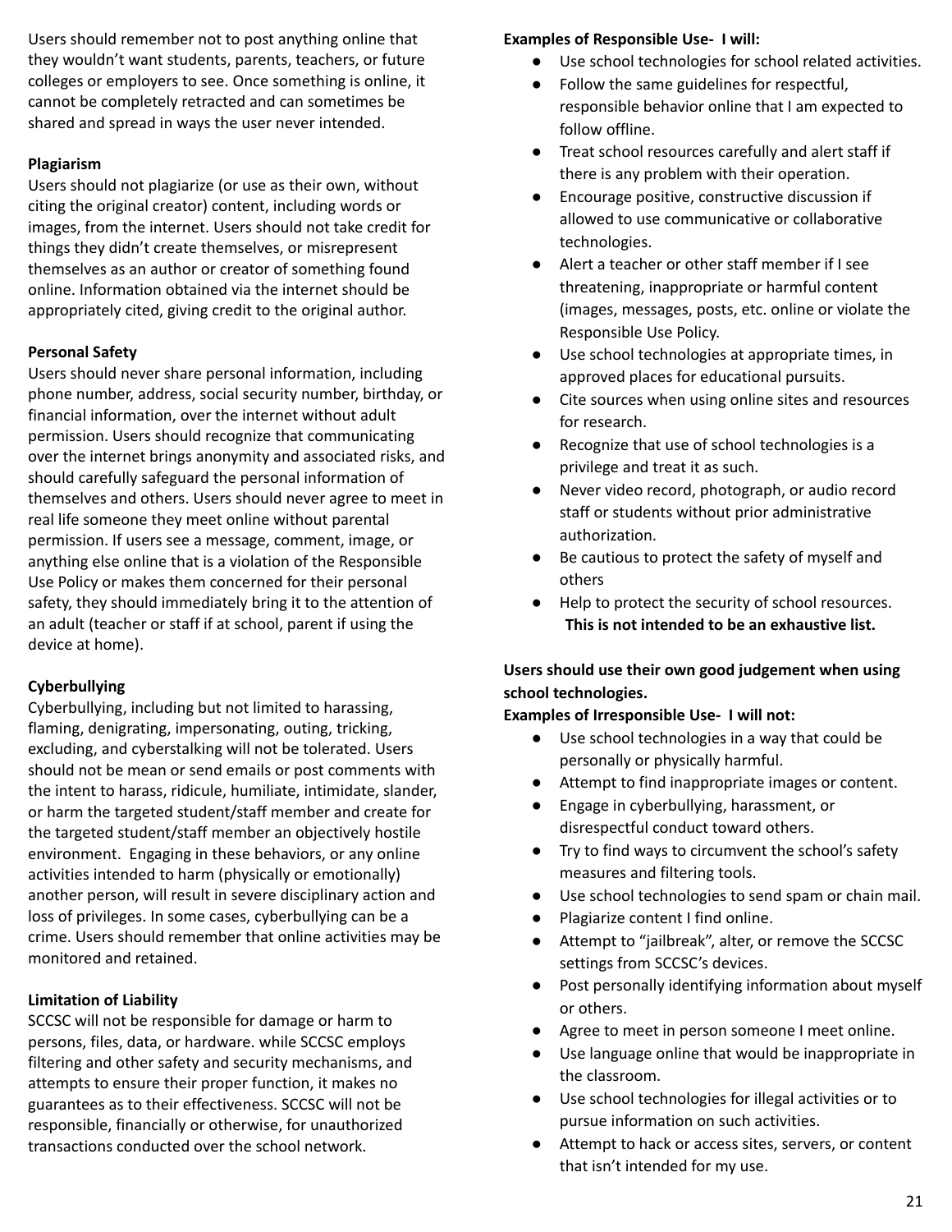Users should remember not to post anything online that they wouldn't want students, parents, teachers, or future colleges or employers to see. Once something is online, it cannot be completely retracted and can sometimes be shared and spread in ways the user never intended.

**Plagiarism**

Users should not plagiarize (or use as their own, without citing the original creator) content, including words or images, from the internet. Users should not take credit for things they didn't create themselves, or misrepresent themselves as an author or creator of something found online. Information obtained via the internet should be appropriately cited, giving credit to the original author.

**Personal Safety**

Users should never share personal information, including phone number, address, social security number, birthday, or financial information, over the internet without adult permission. Users should recognize that communicating over the internet brings anonymity and associated risks, and should carefully safeguard the personal information of themselves and others. Users should never agree to meet in real life someone they meet online without parental permission. If users see a message, comment, image, or anything else online that is a violation of the Responsible Use Policy or makes them concerned for their personal safety, they should immediately bring it to the attention of an adult (teacher or staff if at school, parent if using the device at home).

**Cyberbullying**

Cyberbullying, including but not limited to harassing, flaming, denigrating, impersonating, outing, tricking, excluding, and cyberstalking will not be tolerated. Users should not be mean or send emails or post comments with the intent to harass, ridicule, humiliate, intimidate, slander, or harm the targeted student/staff member and create for the targeted student/staff member an objectively hostile environment. Engaging in these behaviors, or any online activities intended to harm (physically or emotionally) another person, will result in severe disciplinary action and loss of privileges. In some cases, cyberbullying can be a crime. Users should remember that online activities may be monitored and retained.

**Limitation of Liability**

SCCSC will not be responsible for damage or harm to persons, files, data, or hardware. while SCCSC employs filtering and other safety and security mechanisms, and attempts to ensure their proper function, it makes no guarantees as to their effectiveness. SCCSC will not be responsible, financially or otherwise, for unauthorized transactions conducted over the school network.

**Examples of Responsible Use- I will:**

- Use school technologies for school related activities.
- Follow the same guidelines for respectful, responsible behavior online that I am expected to follow offline.
- Treat school resources carefully and alert staff if there is any problem with their operation.
- Encourage positive, constructive discussion if allowed to use communicative or collaborative technologies.
- Alert a teacher or other staff member if I see threatening, inappropriate or harmful content (images, messages, posts, etc. online or violate the Responsible Use Policy.
- Use school technologies at appropriate times, in approved places for educational pursuits.
- Cite sources when using online sites and resources for research.
- Recognize that use of school technologies is a privilege and treat it as such.
- Never video record, photograph, or audio record staff or students without prior administrative authorization.
- Be cautious to protect the safety of myself and others
- Help to protect the security of school resources.

**This is not intended to be an exhaustive list.**

**Users should use their own good judgement when using school technologies.**

**Examples of Irresponsible Use- I will not:**

- Use school technologies in a way that could be personally or physically harmful.
- Attempt to find inappropriate images or content.
- Engage in cyberbullying, harassment, or disrespectful conduct toward others.
- Try to find ways to circumvent the school's safety measures and filtering tools.
- Use school technologies to send spam or chain mail.
- Plagiarize content I find online.
- Attempt to "jailbreak", alter, or remove the SCCSC settings from SCCSC's devices.
- Post personally identifying information about myself or others.
- Agree to meet in person someone I meet online.
- Use language online that would be inappropriate in the classroom.
- Use school technologies for illegal activities or to pursue information on such activities.
- Attempt to hack or access sites, servers, or content that isn't intended for my use.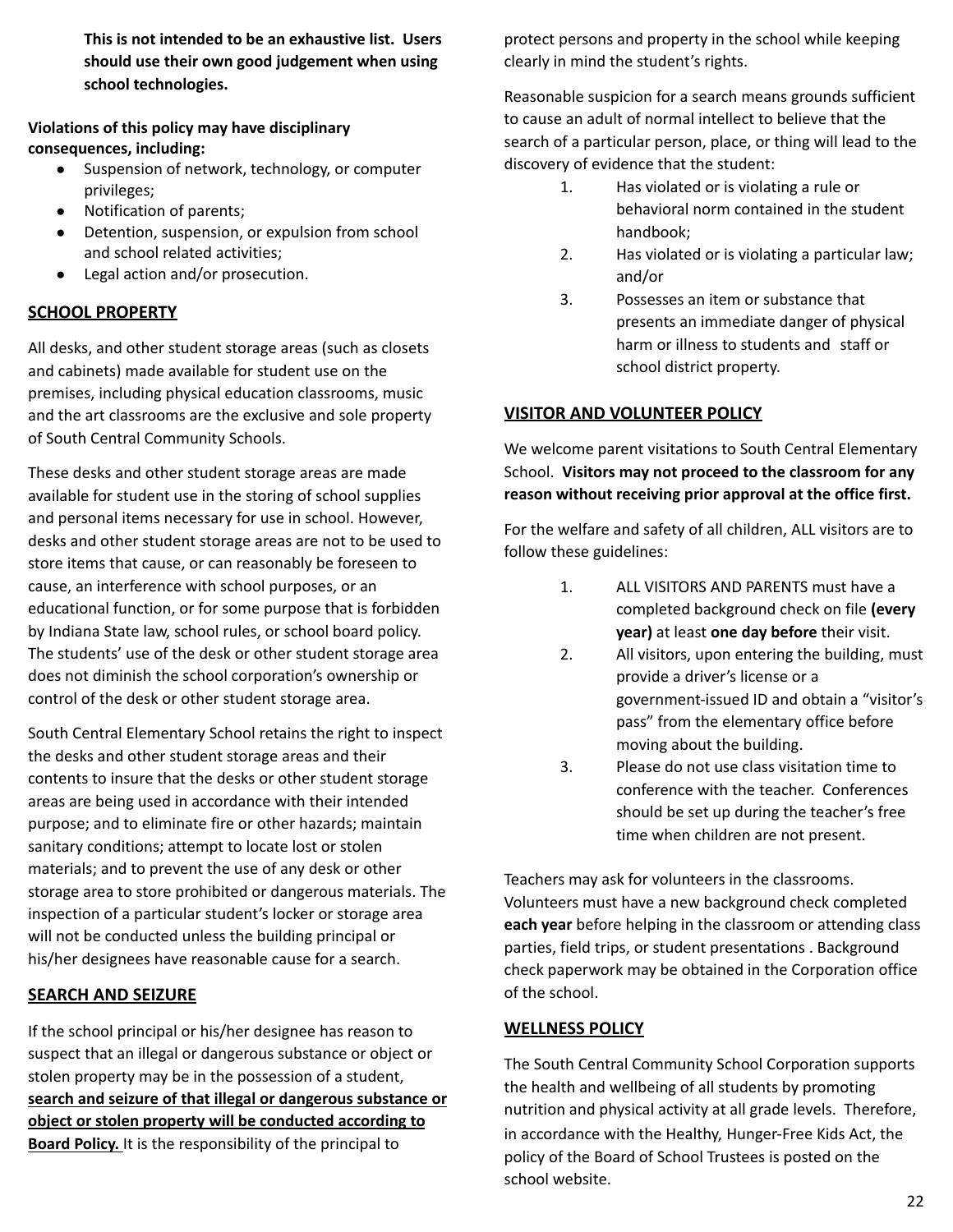**This is not intended to be an exhaustive list. Users should use their own good judgement when using school technologies.**

**Violations of this policy may have disciplinary consequences, including:**

- Suspension of network, technology, or computer privileges;
- Notification of parents;
- Detention, suspension, or expulsion from school and school related activities;
- Legal action and/or prosecution.

## SCHOOL PROPERTY

All desks, and other student storage areas (such as closets and cabinets) made available for student use on the premises, including physical education classrooms, music and the art classrooms are the exclusive and sole property of South Central Community Schools.

These desks and other student storage areas are made available for student use in the storing of school supplies and personal items necessary for use in school. However, desks and other student storage areas are not to be used to store items that cause, or can reasonably be foreseen to cause, an interference with school purposes, or an educational function, or for some purpose that is forbidden by Indiana State law, school rules, or school board policy. The students' use of the desk or other student storage area does not diminish the school corporation's ownership or control of the desk or other student storage area.

South Central Elementary School retains the right to inspect the desks and other student storage areas and their contents to insure that the desks or other student storage areas are being used in accordance with their intended purpose; and to eliminate fire or other hazards; maintain sanitary conditions; attempt to locate lost or stolen materials; and to prevent the use of any desk or other storage area to store prohibited or dangerous materials. The inspection of a particular student's locker or storage area will not be conducted unless the building principal or his/her designees have reasonable cause for a search.

## SEARCH AND SEIZURE

If the school principal or his/her designee has reason to suspect that an illegal or dangerous substance or object or stolen property may be in the possession of a student, **search and seizure of that illegal or dangerous substance or object or stolen property will be conducted according to Board Policy.** It is the responsibility of the principal to protect persons and property in the school while keeping clearly in mind the student's rights.

Reasonable suspicion for a search means grounds sufficient to cause an adult of normal intellect to believe that the search of a particular person, place, or thing will lead to the discovery of evidence that the student:

1. Has violated or is violating a rule or behavioral norm contained in the student handbook;
2. Has violated or is violating a particular law; and/or
3. Possesses an item or substance that presents an immediate danger of physical harm or illness to students and staff or school district property.

## VISITOR AND VOLUNTEER POLICY

We welcome parent visitations to South Central Elementary School. **Visitors may not proceed to the classroom for any reason without receiving prior approval at the office first.**

For the welfare and safety of all children, ALL visitors are to follow these guidelines:

1. ALL VISITORS AND PARENTS must have a completed background check on file **(every year)** at least **one day before** their visit.
2. All visitors, upon entering the building, must provide a driver's license or a government-issued ID and obtain a "visitor's pass" from the elementary office before moving about the building.
3. Please do not use class visitation time to conference with the teacher. Conferences should be set up during the teacher's free time when children are not present.

Teachers may ask for volunteers in the classrooms. Volunteers must have a new background check completed **each year** before helping in the classroom or attending class parties, field trips, or student presentations . Background check paperwork may be obtained in the Corporation office of the school.

## WELLNESS POLICY

The South Central Community School Corporation supports the health and wellbeing of all students by promoting nutrition and physical activity at all grade levels. Therefore, in accordance with the Healthy, Hunger-Free Kids Act, the policy of the Board of School Trustees is posted on the school website.